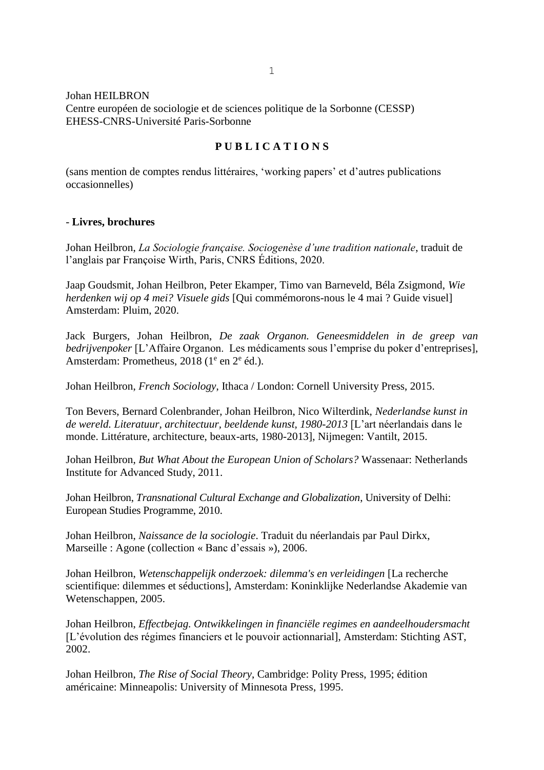Johan HEILBRON
Centre européen de sociologie et de sciences politique de la Sorbonne (CESSP)
EHESS-CNRS-Université Paris-Sorbonne

# P U B L I C A T I O N S

(sans mention de comptes rendus littéraires, 'working papers' et d'autres publications occasionnelles)

## - Livres, brochures

Johan Heilbron, *La Sociologie française. Sociogenèse d'une tradition nationale*, traduit de l'anglais par Françoise Wirth, Paris, CNRS Éditions, 2020.

Jaap Goudsmit, Johan Heilbron, Peter Ekamper, Timo van Barneveld, Béla Zsigmond, *Wie herdenken wij op 4 mei? Visuele gids* [Qui commémorons-nous le 4 mai ? Guide visuel] Amsterdam: Pluim, 2020.

Jack Burgers, Johan Heilbron, *De zaak Organon. Geneesmiddelen in de greep van bedrijvenpoker* [L'Affaire Organon. Les médicaments sous l'emprise du poker d'entreprises], Amsterdam: Prometheus, 2018 (1e en 2e éd.).

Johan Heilbron, *French Sociology*, Ithaca / London: Cornell University Press, 2015.

Ton Bevers, Bernard Colenbrander, Johan Heilbron, Nico Wilterdink, *Nederlandse kunst in de wereld. Literatuur, architectuur, beeldende kunst, 1980-2013* [L'art néerlandais dans le monde. Littérature, architecture, beaux-arts, 1980-2013], Nijmegen: Vantilt, 2015.

Johan Heilbron, *But What About the European Union of Scholars?* Wassenaar: Netherlands Institute for Advanced Study, 2011.

Johan Heilbron, *Transnational Cultural Exchange and Globalization*, University of Delhi: European Studies Programme, 2010.

Johan Heilbron, *Naissance de la sociologie*. Traduit du néerlandais par Paul Dirkx, Marseille : Agone (collection « Banc d'essais »), 2006.

Johan Heilbron, *Wetenschappelijk onderzoek: dilemma's en verleidingen* [La recherche scientifique: dilemmes et séductions], Amsterdam: Koninklijke Nederlandse Akademie van Wetenschappen, 2005.

Johan Heilbron, *Effectbejag. Ontwikkelingen in financiële regimes en aandeelhoudersmacht* [L'évolution des régimes financiers et le pouvoir actionnarial], Amsterdam: Stichting AST, 2002.

Johan Heilbron, *The Rise of Social Theory*, Cambridge: Polity Press, 1995; édition américaine: Minneapolis: University of Minnesota Press, 1995.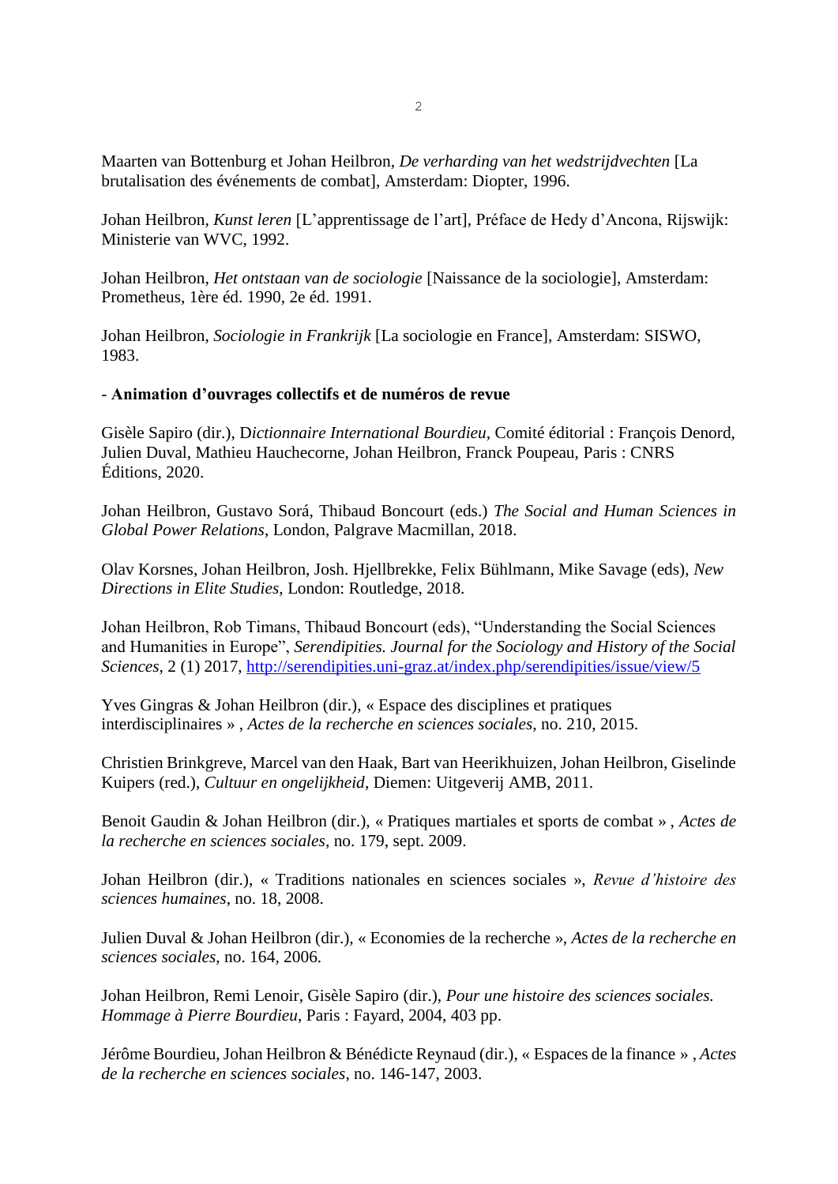Maarten van Bottenburg et Johan Heilbron, *De verharding van het wedstrijdvechten* [La brutalisation des événements de combat], Amsterdam: Diopter, 1996.

Johan Heilbron, *Kunst leren* [L'apprentissage de l'art], Préface de Hedy d'Ancona, Rijswijk: Ministerie van WVC, 1992.

Johan Heilbron, *Het ontstaan van de sociologie* [Naissance de la sociologie], Amsterdam: Prometheus, 1ère éd. 1990, 2e éd. 1991.

Johan Heilbron, *Sociologie in Frankrijk* [La sociologie en France], Amsterdam: SISWO, 1983.

**- Animation d'ouvrages collectifs et de numéros de revue**

Gisèle Sapiro (dir.), D*ictionnaire International Bourdieu*, Comité éditorial : François Denord, Julien Duval, Mathieu Hauchecorne, Johan Heilbron, Franck Poupeau, Paris : CNRS Éditions, 2020.

Johan Heilbron, Gustavo Sorá, Thibaud Boncourt (eds.) *The Social and Human Sciences in Global Power Relations*, London, Palgrave Macmillan, 2018.

Olav Korsnes, Johan Heilbron, Josh. Hjellbrekke, Felix Bühlmann, Mike Savage (eds), *New Directions in Elite Studies*, London: Routledge, 2018.

Johan Heilbron, Rob Timans, Thibaud Boncourt (eds), "Understanding the Social Sciences and Humanities in Europe", *Serendipities. Journal for the Sociology and History of the Social Sciences*, 2 (1) 2017, http://serendipities.uni-graz.at/index.php/serendipities/issue/view/5

Yves Gingras & Johan Heilbron (dir.), « Espace des disciplines et pratiques interdisciplinaires » , *Actes de la recherche en sciences sociales*, no. 210, 2015.

Christien Brinkgreve, Marcel van den Haak, Bart van Heerikhuizen, Johan Heilbron, Giselinde Kuipers (red.), *Cultuur en ongelijkheid*, Diemen: Uitgeverij AMB, 2011.

Benoit Gaudin & Johan Heilbron (dir.), « Pratiques martiales et sports de combat » , *Actes de la recherche en sciences sociales*, no. 179, sept. 2009.

Johan Heilbron (dir.), « Traditions nationales en sciences sociales », *Revue d'histoire des sciences humaines*, no. 18, 2008.

Julien Duval & Johan Heilbron (dir.), « Economies de la recherche », *Actes de la recherche en sciences sociales*, no. 164, 2006.

Johan Heilbron, Remi Lenoir, Gisèle Sapiro (dir.), *Pour une histoire des sciences sociales. Hommage à Pierre Bourdieu*, Paris : Fayard, 2004, 403 pp.

Jérôme Bourdieu, Johan Heilbron & Bénédicte Reynaud (dir.), « Espaces de la finance » , *Actes de la recherche en sciences sociales*, no. 146-147, 2003.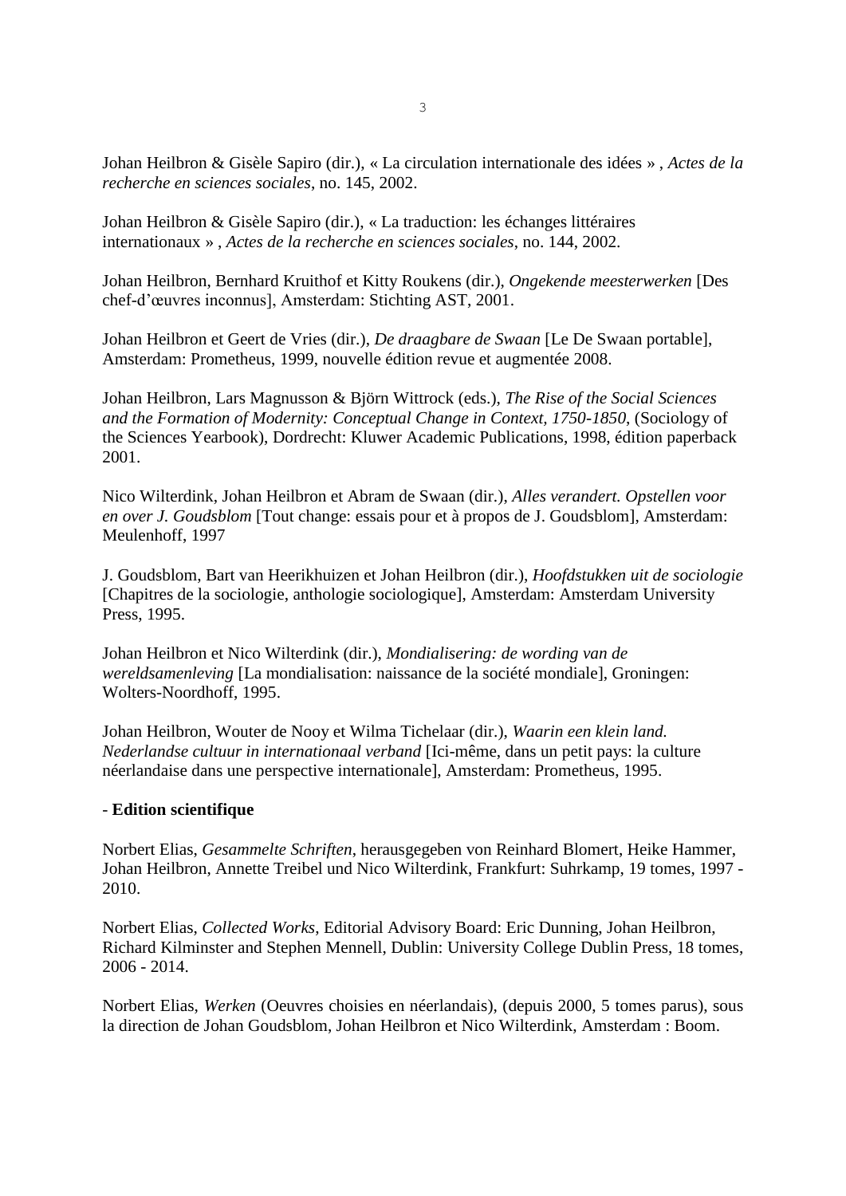Johan Heilbron & Gisèle Sapiro (dir.), « La circulation internationale des idées » , *Actes de la recherche en sciences sociales*, no. 145, 2002.

Johan Heilbron & Gisèle Sapiro (dir.), « La traduction: les échanges littéraires internationaux » , *Actes de la recherche en sciences sociales*, no. 144, 2002.

Johan Heilbron, Bernhard Kruithof et Kitty Roukens (dir.), *Ongekende meesterwerken* [Des chef-d'œuvres inconnus], Amsterdam: Stichting AST, 2001.

Johan Heilbron et Geert de Vries (dir.), *De draagbare de Swaan* [Le De Swaan portable], Amsterdam: Prometheus, 1999, nouvelle édition revue et augmentée 2008.

Johan Heilbron, Lars Magnusson & Björn Wittrock (eds.), *The Rise of the Social Sciences and the Formation of Modernity: Conceptual Change in Context, 1750-1850*, (Sociology of the Sciences Yearbook), Dordrecht: Kluwer Academic Publications, 1998, édition paperback 2001.

Nico Wilterdink, Johan Heilbron et Abram de Swaan (dir.), *Alles verandert. Opstellen voor en over J. Goudsblom* [Tout change: essais pour et à propos de J. Goudsblom], Amsterdam: Meulenhoff, 1997

J. Goudsblom, Bart van Heerikhuizen et Johan Heilbron (dir.), *Hoofdstukken uit de sociologie* [Chapitres de la sociologie, anthologie sociologique], Amsterdam: Amsterdam University Press, 1995.

Johan Heilbron et Nico Wilterdink (dir.), *Mondialisering: de wording van de wereldsamenleving* [La mondialisation: naissance de la société mondiale], Groningen: Wolters-Noordhoff, 1995.

Johan Heilbron, Wouter de Nooy et Wilma Tichelaar (dir.), *Waarin een klein land. Nederlandse cultuur in internationaal verband* [Ici-même, dans un petit pays: la culture néerlandaise dans une perspective internationale], Amsterdam: Prometheus, 1995.

- **Edition scientifique**

Norbert Elias, *Gesammelte Schriften*, herausgegeben von Reinhard Blomert, Heike Hammer, Johan Heilbron, Annette Treibel und Nico Wilterdink, Frankfurt: Suhrkamp, 19 tomes, 1997 - 2010.

Norbert Elias, *Collected Works*, Editorial Advisory Board: Eric Dunning, Johan Heilbron, Richard Kilminster and Stephen Mennell, Dublin: University College Dublin Press, 18 tomes, 2006 - 2014.

Norbert Elias, *Werken* (Oeuvres choisies en néerlandais), (depuis 2000, 5 tomes parus), sous la direction de Johan Goudsblom, Johan Heilbron et Nico Wilterdink, Amsterdam : Boom.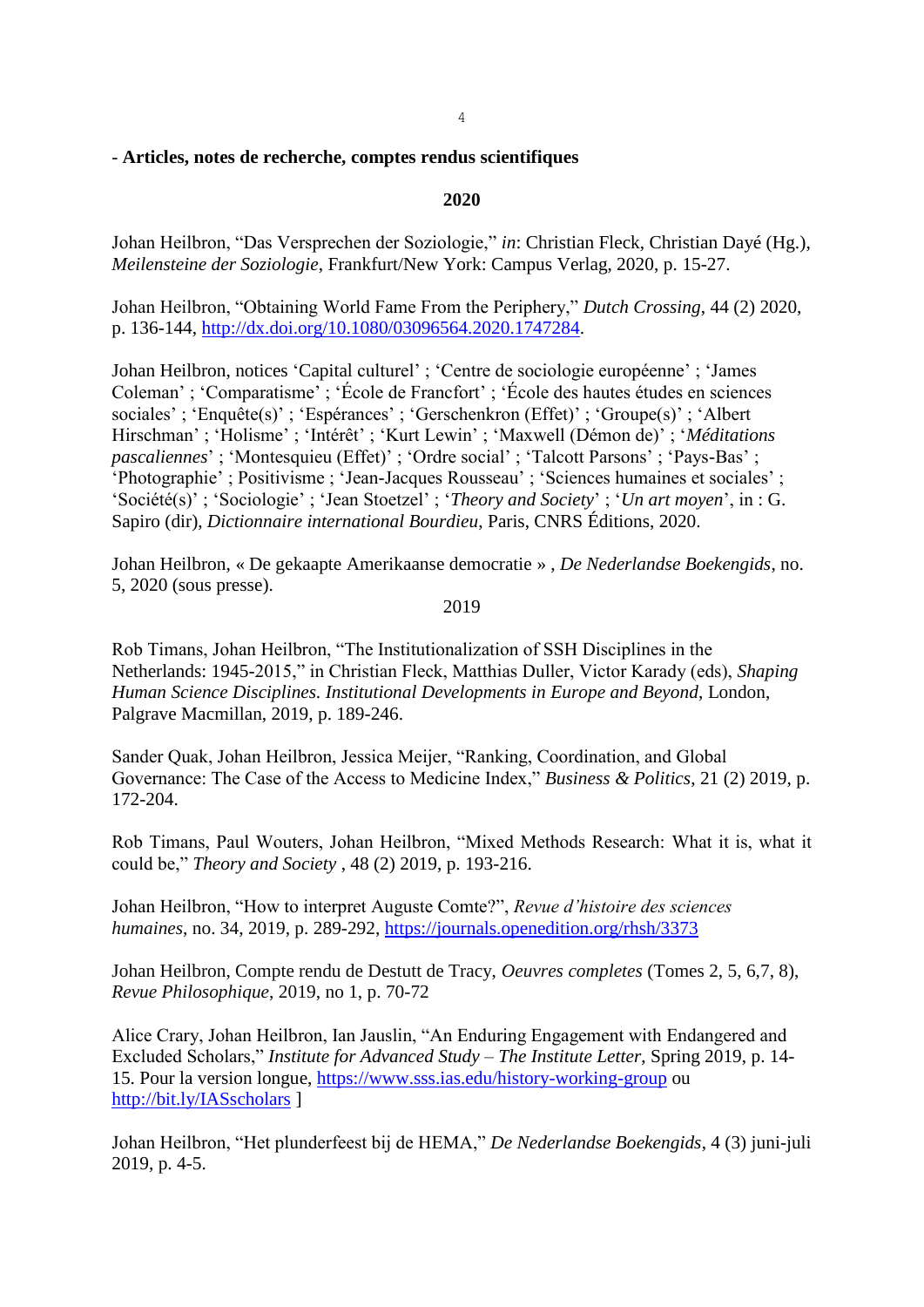**- Articles, notes de recherche, comptes rendus scientifiques**

**2020**

Johan Heilbron, "Das Versprechen der Soziologie," *in*: Christian Fleck, Christian Dayé (Hg.), *Meilensteine der Soziologie*, Frankfurt/New York: Campus Verlag, 2020, p. 15-27.

Johan Heilbron, "Obtaining World Fame From the Periphery," *Dutch Crossing*, 44 (2) 2020, p. 136-144, http://dx.doi.org/10.1080/03096564.2020.1747284.

Johan Heilbron, notices 'Capital culturel' ; 'Centre de sociologie européenne' ; 'James Coleman' ; 'Comparatisme' ; 'École de Francfort' ; 'École des hautes études en sciences sociales' ; 'Enquête(s)' ; 'Espérances' ; 'Gerschenkron (Effet)' ; 'Groupe(s)' ; 'Albert Hirschman' ; 'Holisme' ; 'Intérêt' ; 'Kurt Lewin' ; 'Maxwell (Démon de)' ; '*Méditations pascaliennes*' ; 'Montesquieu (Effet)' ; 'Ordre social' ; 'Talcott Parsons' ; 'Pays-Bas' ; 'Photographie' ; Positivisme ; 'Jean-Jacques Rousseau' ; 'Sciences humaines et sociales' ; 'Société(s)' ; 'Sociologie' ; 'Jean Stoetzel' ; '*Theory and Society*' ; '*Un art moyen*', in : G. Sapiro (dir), *Dictionnaire international Bourdieu*, Paris, CNRS Éditions, 2020.

Johan Heilbron, « De gekaapte Amerikaanse democratie » , *De Nederlandse Boekengids*, no. 5, 2020 (sous presse).

2019

Rob Timans, Johan Heilbron, "The Institutionalization of SSH Disciplines in the Netherlands: 1945-2015," in Christian Fleck, Matthias Duller, Victor Karady (eds), *Shaping Human Science Disciplines. Institutional Developments in Europe and Beyond*, London, Palgrave Macmillan, 2019, p. 189-246.

Sander Quak, Johan Heilbron, Jessica Meijer, "Ranking, Coordination, and Global Governance: The Case of the Access to Medicine Index," *Business & Politics*, 21 (2) 2019, p. 172-204.

Rob Timans, Paul Wouters, Johan Heilbron, "Mixed Methods Research: What it is, what it could be," *Theory and Society* , 48 (2) 2019, p. 193-216.

Johan Heilbron, "How to interpret Auguste Comte?", *Revue d'histoire des sciences humaines*, no. 34, 2019, p. 289-292, https://journals.openedition.org/rhsh/3373

Johan Heilbron, Compte rendu de Destutt de Tracy, *Oeuvres completes* (Tomes 2, 5, 6,7, 8), *Revue Philosophique*, 2019, no 1, p. 70-72

Alice Crary, Johan Heilbron, Ian Jauslin, "An Enduring Engagement with Endangered and Excluded Scholars," *Institute for Advanced Study – The Institute Letter*, Spring 2019, p. 14-15. Pour la version longue, https://www.sss.ias.edu/history-working-group ou http://bit.ly/IASscholars ]

Johan Heilbron, "Het plunderfeest bij de HEMA," *De Nederlandse Boekengids*, 4 (3) juni-juli 2019, p. 4-5.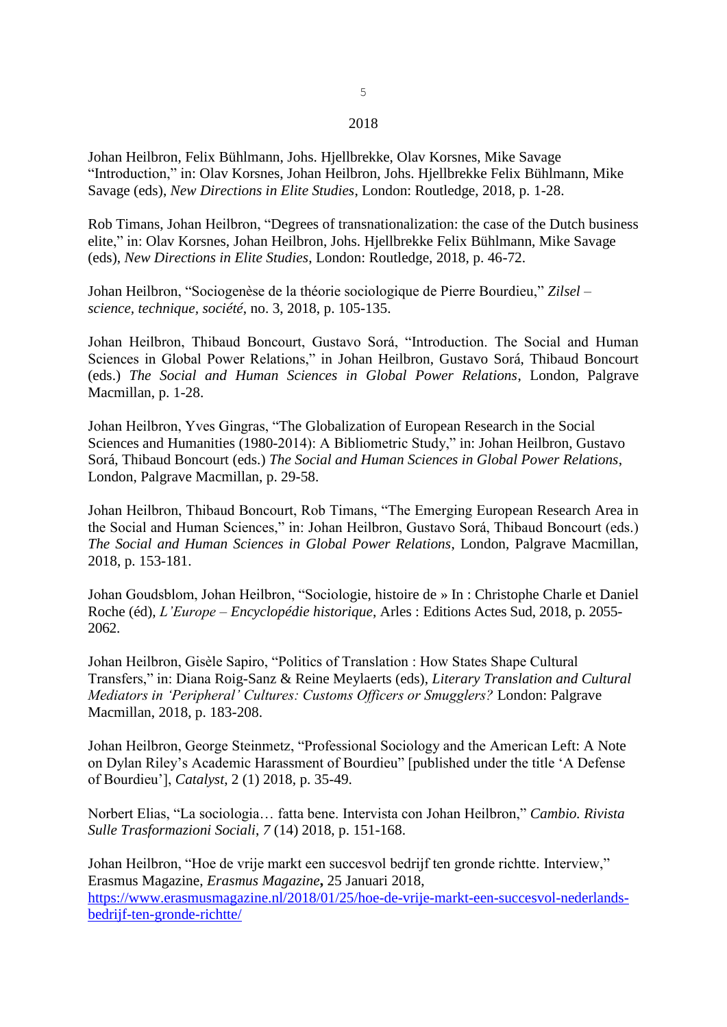## 2018

Johan Heilbron, Felix Bühlmann, Johs. Hjellbrekke, Olav Korsnes, Mike Savage "Introduction," in: Olav Korsnes, Johan Heilbron, Johs. Hjellbrekke Felix Bühlmann, Mike Savage (eds), *New Directions in Elite Studies*, London: Routledge, 2018, p. 1-28.

Rob Timans, Johan Heilbron, "Degrees of transnationalization: the case of the Dutch business elite," in: Olav Korsnes, Johan Heilbron, Johs. Hjellbrekke Felix Bühlmann, Mike Savage (eds), *New Directions in Elite Studies*, London: Routledge, 2018, p. 46-72.

Johan Heilbron, "Sociogenèse de la théorie sociologique de Pierre Bourdieu," *Zilsel – science, technique, société*, no. 3, 2018, p. 105-135.

Johan Heilbron, Thibaud Boncourt, Gustavo Sorá, "Introduction. The Social and Human Sciences in Global Power Relations," in Johan Heilbron, Gustavo Sorá, Thibaud Boncourt (eds.) *The Social and Human Sciences in Global Power Relations*, London, Palgrave Macmillan, p. 1-28.

Johan Heilbron, Yves Gingras, "The Globalization of European Research in the Social Sciences and Humanities (1980-2014): A Bibliometric Study," in: Johan Heilbron, Gustavo Sorá, Thibaud Boncourt (eds.) *The Social and Human Sciences in Global Power Relations*, London, Palgrave Macmillan, p. 29-58.

Johan Heilbron, Thibaud Boncourt, Rob Timans, "The Emerging European Research Area in the Social and Human Sciences," in: Johan Heilbron, Gustavo Sorá, Thibaud Boncourt (eds.) *The Social and Human Sciences in Global Power Relations*, London, Palgrave Macmillan, 2018, p. 153-181.

Johan Goudsblom, Johan Heilbron, "Sociologie, histoire de » In : Christophe Charle et Daniel Roche (éd), *L'Europe – Encyclopédie historique*, Arles : Editions Actes Sud, 2018, p. 2055-2062.

Johan Heilbron, Gisèle Sapiro, "Politics of Translation : How States Shape Cultural Transfers," in: Diana Roig-Sanz & Reine Meylaerts (eds), *Literary Translation and Cultural Mediators in 'Peripheral' Cultures: Customs Officers or Smugglers?* London: Palgrave Macmillan, 2018, p. 183-208.

Johan Heilbron, George Steinmetz, "Professional Sociology and the American Left: A Note on Dylan Riley's Academic Harassment of Bourdieu" [published under the title 'A Defense of Bourdieu'], *Catalyst*, 2 (1) 2018, p. 35-49.

Norbert Elias, "La sociologia… fatta bene. Intervista con Johan Heilbron," *Cambio. Rivista Sulle Trasformazioni Sociali*, *7* (14) 2018, p. 151-168.

Johan Heilbron, "Hoe de vrije markt een succesvol bedrijf ten gronde richtte. Interview," Erasmus Magazine, ***Erasmus Magazine*,** 25 Januari 2018, https://www.erasmusmagazine.nl/2018/01/25/hoe-de-vrije-markt-een-succesvol-nederlands-bedrijf-ten-gronde-richtte/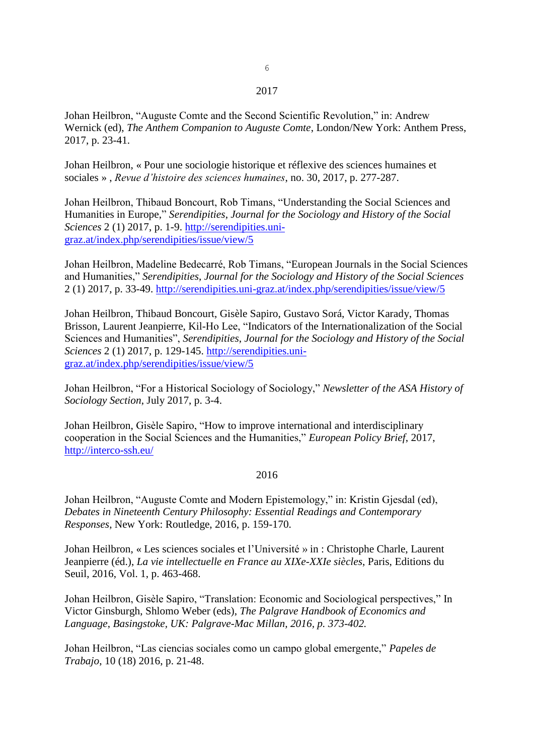2017

Johan Heilbron, “Auguste Comte and the Second Scientific Revolution,” in: Andrew Wernick (ed), *The Anthem Companion to Auguste Comte*, London/New York: Anthem Press, 2017, p. 23-41.

Johan Heilbron, « Pour une sociologie historique et réflexive des sciences humaines et sociales » , *Revue d’histoire des sciences humaines*, no. 30, 2017, p. 277-287.

Johan Heilbron, Thibaud Boncourt, Rob Timans, “Understanding the Social Sciences and Humanities in Europe,” *Serendipities, Journal for the Sociology and History of the Social Sciences* 2 (1) 2017, p. 1-9. http://serendipities.uni-graz.at/index.php/serendipities/issue/view/5

Johan Heilbron, Madeline Bedecarré, Rob Timans, “European Journals in the Social Sciences and Humanities,” *Serendipities, Journal for the Sociology and History of the Social Sciences* 2 (1) 2017, p. 33-49. http://serendipities.uni-graz.at/index.php/serendipities/issue/view/5

Johan Heilbron, Thibaud Boncourt, Gisèle Sapiro, Gustavo Sorá, Victor Karady, Thomas Brisson, Laurent Jeanpierre, Kil-Ho Lee, “Indicators of the Internationalization of the Social Sciences and Humanities”, *Serendipities, Journal for the Sociology and History of the Social Sciences* 2 (1) 2017, p. 129-145. http://serendipities.uni-graz.at/index.php/serendipities/issue/view/5

Johan Heilbron, “For a Historical Sociology of Sociology,” *Newsletter of the ASA History of Sociology Section*, July 2017, p. 3-4.

Johan Heilbron, Gisèle Sapiro, “How to improve international and interdisciplinary cooperation in the Social Sciences and the Humanities,” *European Policy Brief*, 2017, http://interco-ssh.eu/

2016

Johan Heilbron, “Auguste Comte and Modern Epistemology,” in: Kristin Gjesdal (ed), *Debates in Nineteenth Century Philosophy: Essential Readings and Contemporary Responses*, New York: Routledge, 2016, p. 159-170.

Johan Heilbron, « Les sciences sociales et l’Université » in : Christophe Charle, Laurent Jeanpierre (éd.), *La vie intellectuelle en France au XIXe-XXIe siècles*, Paris, Editions du Seuil, 2016, Vol. 1, p. 463-468.

Johan Heilbron, Gisèle Sapiro, “Translation: Economic and Sociological perspectives,” In Victor Ginsburgh, Shlomo Weber (eds), *The Palgrave Handbook of Economics and Language, Basingstoke, UK: Palgrave-Mac Millan, 2016, p. 373-402.*

Johan Heilbron, “Las ciencias sociales como un campo global emergente,” *Papeles de Trabajo*, 10 (18) 2016, p. 21-48.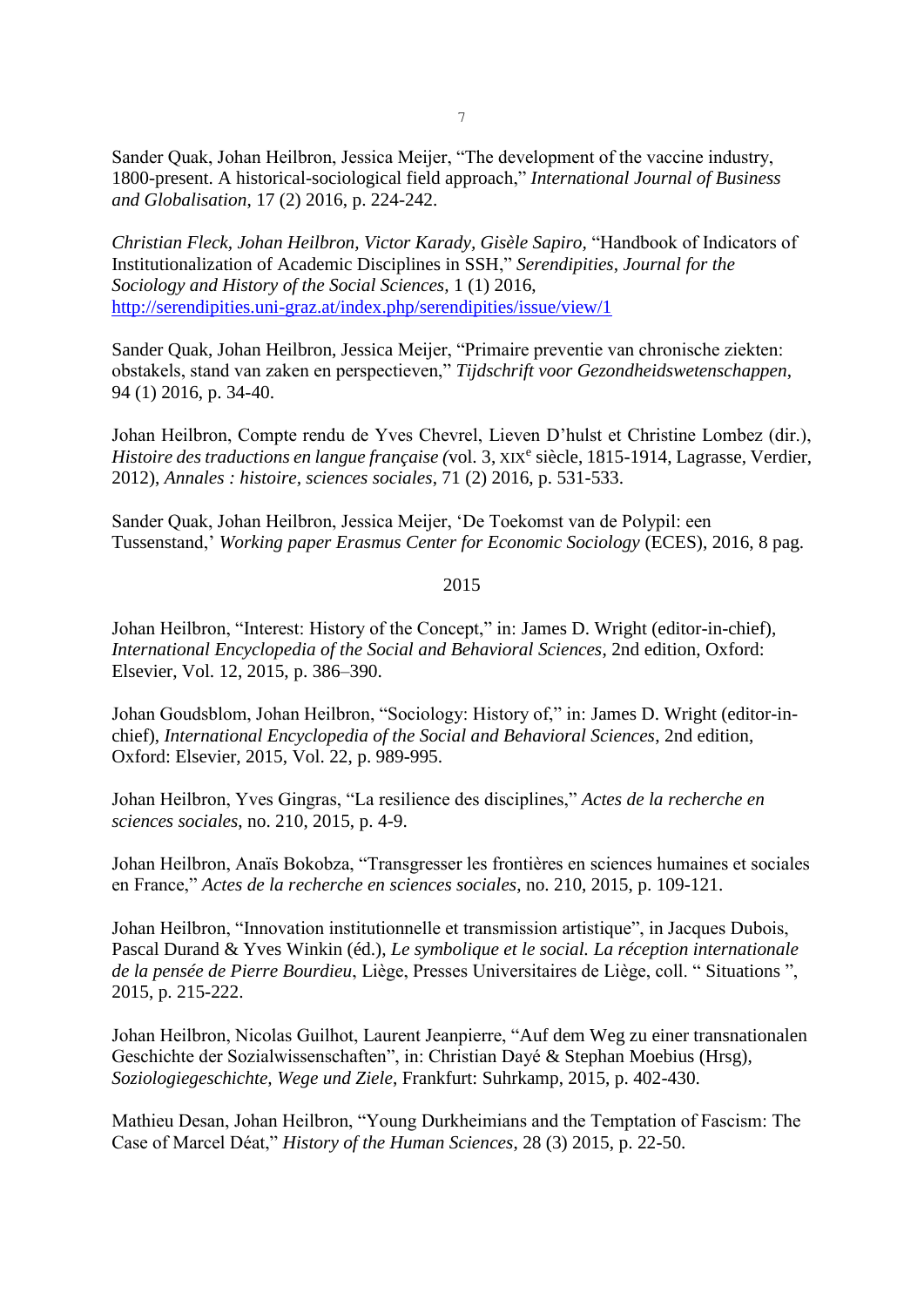Sander Quak, Johan Heilbron, Jessica Meijer, “The development of the vaccine industry, 1800-present. A historical-sociological field approach,” *International Journal of Business and Globalisation*, 17 (2) 2016, p. 224-242.

*Christian Fleck, Johan Heilbron, Victor Karady, Gisèle Sapiro,* “Handbook of Indicators of Institutionalization of Academic Disciplines in SSH,” *Serendipities*, *Journal for the Sociology and History of the Social Sciences,* 1 (1) 2016, http://serendipities.uni-graz.at/index.php/serendipities/issue/view/1

Sander Quak, Johan Heilbron, Jessica Meijer, “Primaire preventie van chronische ziekten: obstakels, stand van zaken en perspectieven,” *Tijdschrift voor Gezondheidswetenschappen*, 94 (1) 2016, p. 34-40.

Johan Heilbron, Compte rendu de Yves Chevrel, Lieven D’hulst et Christine Lombez (dir.), *Histoire des traductions en langue française (*vol. 3, XIX^e^ siècle, 1815-1914, Lagrasse, Verdier, 2012), *Annales : histoire, sciences sociales*, 71 (2) 2016, p. 531-533.

Sander Quak, Johan Heilbron, Jessica Meijer, ‘De Toekomst van de Polypil: een Tussenstand,’ *Working paper Erasmus Center for Economic Sociology* (ECES), 2016, 8 pag.

2015

Johan Heilbron, “Interest: History of the Concept,” in: James D. Wright (editor-in-chief), *International Encyclopedia of the Social and Behavioral Sciences*, 2nd edition, Oxford: Elsevier, Vol. 12, 2015, p. 386–390.

Johan Goudsblom, Johan Heilbron, “Sociology: History of,” in: James D. Wright (editor-in-chief), *International Encyclopedia of the Social and Behavioral Sciences*, 2nd edition, Oxford: Elsevier, 2015, Vol. 22, p. 989-995.

Johan Heilbron, Yves Gingras, “La resilience des disciplines,” *Actes de la recherche en sciences sociales*, no. 210, 2015, p. 4-9.

Johan Heilbron, Anaïs Bokobza, “Transgresser les frontières en sciences humaines et sociales en France,” *Actes de la recherche en sciences sociales*, no. 210, 2015, p. 109-121.

Johan Heilbron, “Innovation institutionnelle et transmission artistique”, in Jacques Dubois, Pascal Durand & Yves Winkin (éd.), *Le symbolique et le social. La réception internationale de la pensée de Pierre Bourdieu*, Liège, Presses Universitaires de Liège, coll. “ Situations ”, 2015, p. 215-222.

Johan Heilbron, Nicolas Guilhot, Laurent Jeanpierre, “Auf dem Weg zu einer transnationalen Geschichte der Sozialwissenschaften”, in: Christian Dayé & Stephan Moebius (Hrsg), *Soziologiegeschichte, Wege und Ziele*, Frankfurt: Suhrkamp, 2015, p. 402-430.

Mathieu Desan, Johan Heilbron, “Young Durkheimians and the Temptation of Fascism: The Case of Marcel Déat,” *History of the Human Sciences*, 28 (3) 2015, p. 22-50.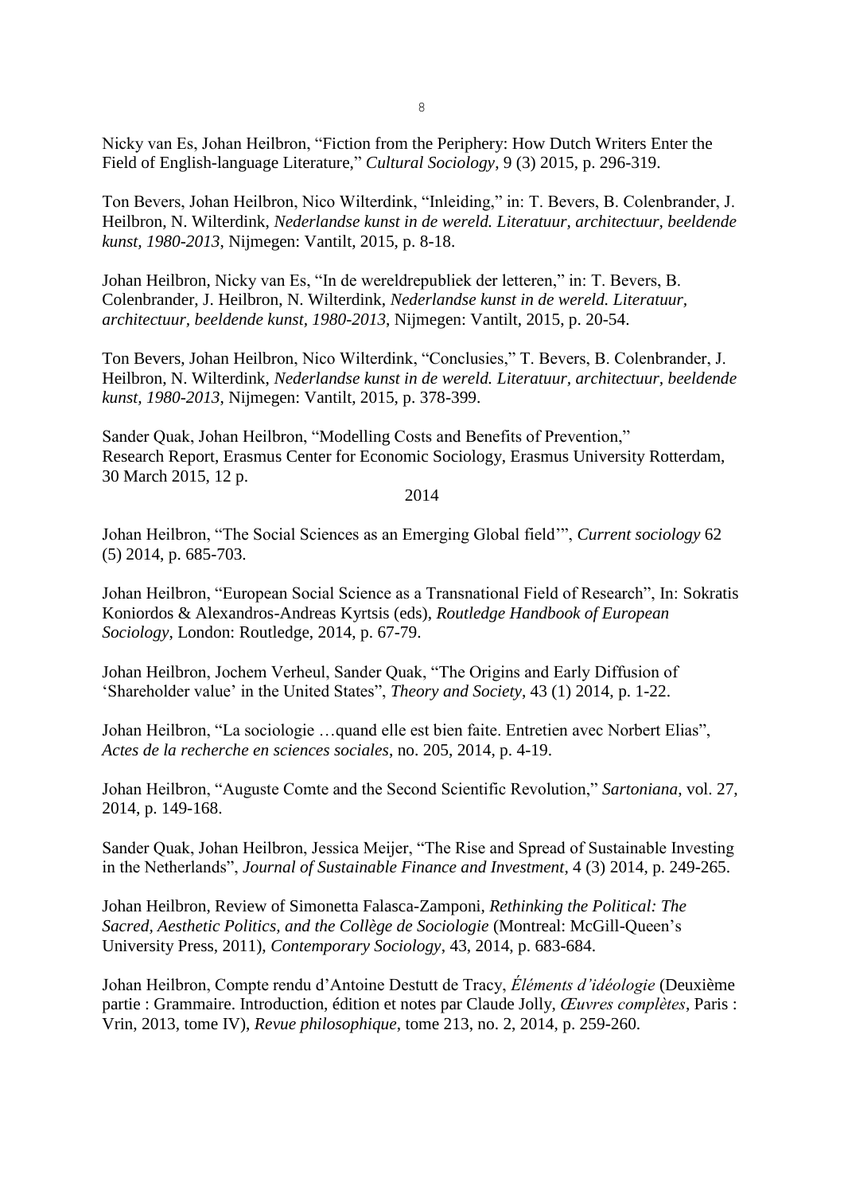Nicky van Es, Johan Heilbron, "Fiction from the Periphery: How Dutch Writers Enter the Field of English-language Literature," *Cultural Sociology*, 9 (3) 2015, p. 296-319.

Ton Bevers, Johan Heilbron, Nico Wilterdink, "Inleiding," in: T. Bevers, B. Colenbrander, J. Heilbron, N. Wilterdink, *Nederlandse kunst in de wereld. Literatuur, architectuur, beeldende kunst, 1980-2013*, Nijmegen: Vantilt, 2015, p. 8-18.

Johan Heilbron, Nicky van Es, "In de wereldrepubliek der letteren," in: T. Bevers, B. Colenbrander, J. Heilbron, N. Wilterdink, *Nederlandse kunst in de wereld. Literatuur, architectuur, beeldende kunst, 1980-2013*, Nijmegen: Vantilt, 2015, p. 20-54.

Ton Bevers, Johan Heilbron, Nico Wilterdink, "Conclusies," T. Bevers, B. Colenbrander, J. Heilbron, N. Wilterdink, *Nederlandse kunst in de wereld. Literatuur, architectuur, beeldende kunst, 1980-2013*, Nijmegen: Vantilt, 2015, p. 378-399.

Sander Quak, Johan Heilbron, "Modelling Costs and Benefits of Prevention," Research Report, Erasmus Center for Economic Sociology, Erasmus University Rotterdam, 30 March 2015, 12 p.

2014

Johan Heilbron, "The Social Sciences as an Emerging Global field'", *Current sociology* 62 (5) 2014, p. 685-703.

Johan Heilbron, "European Social Science as a Transnational Field of Research", In: Sokratis Koniordos & Alexandros-Andreas Kyrtsis (eds), *Routledge Handbook of European Sociology*, London: Routledge, 2014, p. 67-79.

Johan Heilbron, Jochem Verheul, Sander Quak, "The Origins and Early Diffusion of 'Shareholder value' in the United States", *Theory and Society*, 43 (1) 2014, p. 1-22.

Johan Heilbron, "La sociologie …quand elle est bien faite. Entretien avec Norbert Elias", *Actes de la recherche en sciences sociales*, no. 205, 2014, p. 4-19.

Johan Heilbron, "Auguste Comte and the Second Scientific Revolution," *Sartoniana*, vol. 27, 2014, p. 149-168.

Sander Quak, Johan Heilbron, Jessica Meijer, "The Rise and Spread of Sustainable Investing in the Netherlands", *Journal of Sustainable Finance and Investment*, 4 (3) 2014, p. 249-265.

Johan Heilbron, Review of Simonetta Falasca-Zamponi, *Rethinking the Political: The Sacred, Aesthetic Politics, and the Collège de Sociologie* (Montreal: McGill-Queen's University Press, 2011), *Contemporary Sociology*, 43, 2014, p. 683-684.

Johan Heilbron, Compte rendu d'Antoine Destutt de Tracy, *Éléments d'idéologie* (Deuxième partie : Grammaire. Introduction, édition et notes par Claude Jolly, *Œuvres complètes*, Paris : Vrin, 2013, tome IV), *Revue philosophique*, tome 213, no. 2, 2014, p. 259-260.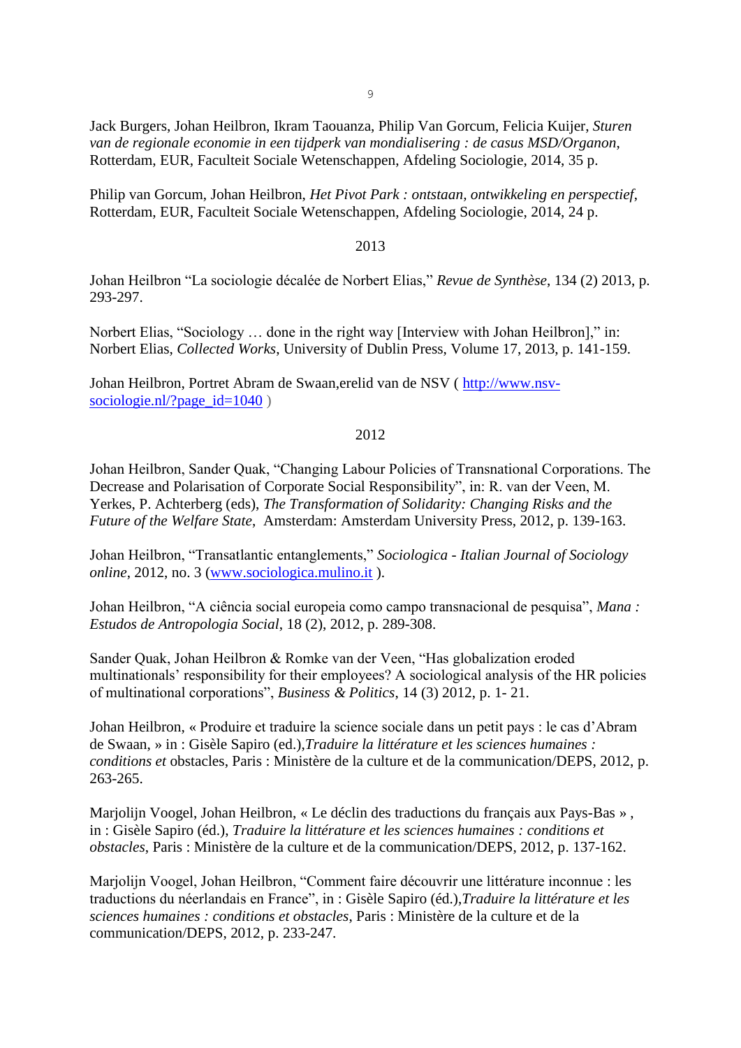Jack Burgers, Johan Heilbron, Ikram Taouanza, Philip Van Gorcum, Felicia Kuijer, *Sturen van de regionale economie in een tijdperk van mondialisering : de casus MSD/Organon*, Rotterdam, EUR, Faculteit Sociale Wetenschappen, Afdeling Sociologie, 2014, 35 p.

Philip van Gorcum, Johan Heilbron, *Het Pivot Park : ontstaan, ontwikkeling en perspectief*, Rotterdam, EUR, Faculteit Sociale Wetenschappen, Afdeling Sociologie, 2014, 24 p.

2013

Johan Heilbron "La sociologie décalée de Norbert Elias," *Revue de Synthèse*, 134 (2) 2013, p. 293-297.

Norbert Elias, "Sociology … done in the right way [Interview with Johan Heilbron]," in: Norbert Elias, *Collected Works*, University of Dublin Press, Volume 17, 2013, p. 141-159.

Johan Heilbron, Portret Abram de Swaan,erelid van de NSV ( http://www.nsv-sociologie.nl/?page_id=1040 )

2012

Johan Heilbron, Sander Quak, "Changing Labour Policies of Transnational Corporations. The Decrease and Polarisation of Corporate Social Responsibility", in: R. van der Veen, M. Yerkes, P. Achterberg (eds), *The Transformation of Solidarity: Changing Risks and the Future of the Welfare State*, Amsterdam: Amsterdam University Press, 2012, p. 139-163.

Johan Heilbron, "Transatlantic entanglements," *Sociologica - Italian Journal of Sociology online*, 2012, no. 3 (www.sociologica.mulino.it ).

Johan Heilbron, "A ciência social europeia como campo transnacional de pesquisa", *Mana : Estudos de Antropologia Social*, 18 (2), 2012, p. 289-308.

Sander Quak, Johan Heilbron & Romke van der Veen, "Has globalization eroded multinationals' responsibility for their employees? A sociological analysis of the HR policies of multinational corporations", *Business & Politics*, 14 (3) 2012, p. 1- 21.

Johan Heilbron, « Produire et traduire la science sociale dans un petit pays : le cas d'Abram de Swaan, » in : Gisèle Sapiro (ed.),*Traduire la littérature et les sciences humaines : conditions et* obstacles, Paris : Ministère de la culture et de la communication/DEPS, 2012, p. 263-265.

Marjolijn Voogel, Johan Heilbron, « Le déclin des traductions du français aux Pays-Bas » , in : Gisèle Sapiro (éd.), *Traduire la littérature et les sciences humaines : conditions et obstacles*, Paris : Ministère de la culture et de la communication/DEPS, 2012, p. 137-162.

Marjolijn Voogel, Johan Heilbron, "Comment faire découvrir une littérature inconnue : les traductions du néerlandais en France", in : Gisèle Sapiro (éd.),*Traduire la littérature et les sciences humaines : conditions et obstacles*, Paris : Ministère de la culture et de la communication/DEPS, 2012, p. 233-247.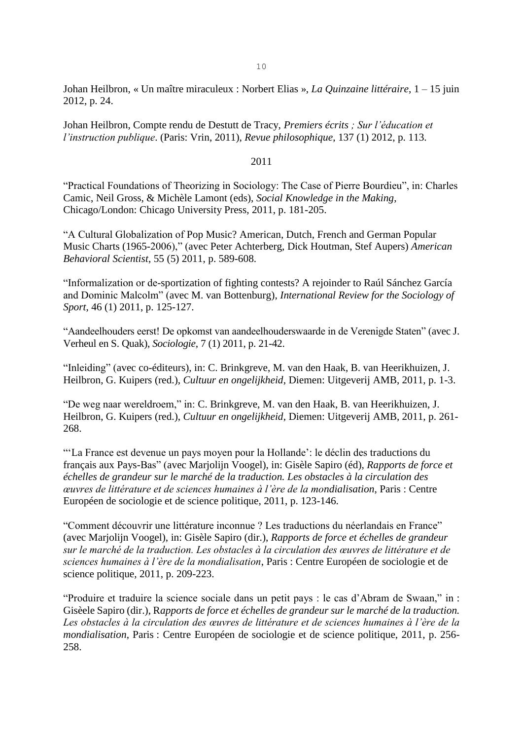Johan Heilbron, « Un maître miraculeux : Norbert Elias », *La Quinzaine littéraire*, 1 – 15 juin 2012, p. 24.

Johan Heilbron, Compte rendu de Destutt de Tracy, *Premiers écrits ; Sur l'éducation et l'instruction publique*. (Paris: Vrin, 2011), *Revue philosophique*, 137 (1) 2012, p. 113.

2011

"Practical Foundations of Theorizing in Sociology: The Case of Pierre Bourdieu", in: Charles Camic, Neil Gross, & Michèle Lamont (eds), *Social Knowledge in the Making*, Chicago/London: Chicago University Press, 2011, p. 181-205.

"A Cultural Globalization of Pop Music? American, Dutch, French and German Popular Music Charts (1965-2006)," (avec Peter Achterberg, Dick Houtman, Stef Aupers) *American Behavioral Scientist*, 55 (5) 2011, p. 589-608.

"Informalization or de-sportization of fighting contests? A rejoinder to Raúl Sánchez García and Dominic Malcolm" (avec M. van Bottenburg), *International Review for the Sociology of Sport*, 46 (1) 2011, p. 125-127.

"Aandeelhouders eerst! De opkomst van aandeelhouderswaarde in de Verenigde Staten" (avec J. Verheul en S. Quak), *Sociologie*, 7 (1) 2011, p. 21-42.

"Inleiding" (avec co-éditeurs), in: C. Brinkgreve, M. van den Haak, B. van Heerikhuizen, J. Heilbron, G. Kuipers (red.), *Cultuur en ongelijkheid*, Diemen: Uitgeverij AMB, 2011, p. 1-3.

"De weg naar wereldroem," in: C. Brinkgreve, M. van den Haak, B. van Heerikhuizen, J. Heilbron, G. Kuipers (red.), *Cultuur en ongelijkheid*, Diemen: Uitgeverij AMB, 2011, p. 261-268.

"'La France est devenue un pays moyen pour la Hollande': le déclin des traductions du français aux Pays-Bas" (avec Marjolijn Voogel), in: Gisèle Sapiro (éd), *Rapports de force et échelles de grandeur sur le marché de la traduction. Les obstacles à la circulation des œuvres de littérature et de sciences humaines à l'ère de la mondialisation*, Paris : Centre Européen de sociologie et de science politique, 2011, p. 123-146.

"Comment découvrir une littérature inconnue ? Les traductions du néerlandais en France" (avec Marjolijn Voogel), in: Gisèle Sapiro (dir.), *Rapports de force et échelles de grandeur sur le marché de la traduction. Les obstacles à la circulation des œuvres de littérature et de sciences humaines à l'ère de la mondialisation*, Paris : Centre Européen de sociologie et de science politique, 2011, p. 209-223.

"Produire et traduire la science sociale dans un petit pays : le cas d'Abram de Swaan," in : Gisèele Sapiro (dir.), R*apports de force et échelles de grandeur sur le marché de la traduction. Les obstacles à la circulation des œuvres de littérature et de sciences humaines à l'ère de la mondialisation*, Paris : Centre Européen de sociologie et de science politique, 2011, p. 256-258.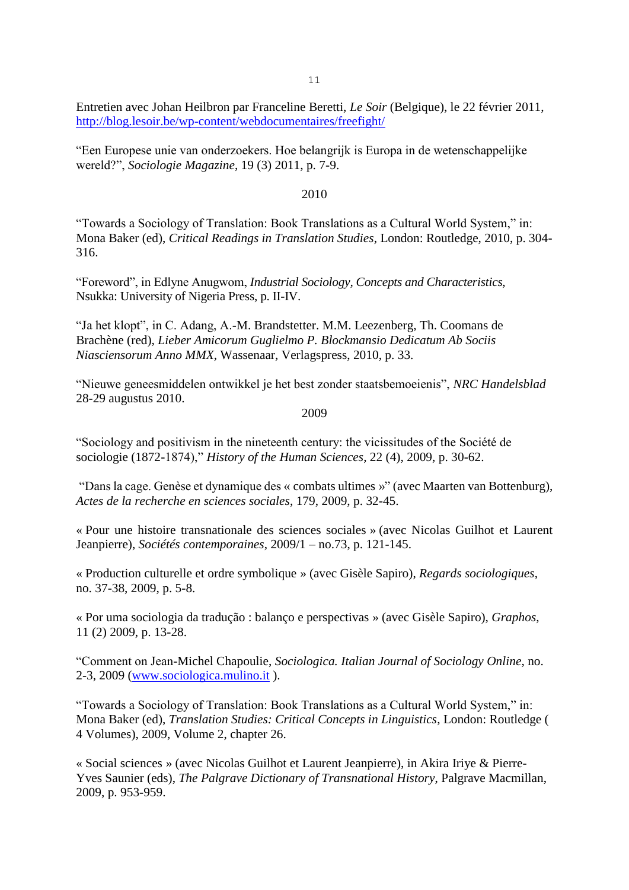Entretien avec Johan Heilbron par Franceline Beretti, *Le Soir* (Belgique), le 22 février 2011, http://blog.lesoir.be/wp-content/webdocumentaires/freefight/

"Een Europese unie van onderzoekers. Hoe belangrijk is Europa in de wetenschappelijke wereld?", *Sociologie Magazine*, 19 (3) 2011, p. 7-9.

2010

"Towards a Sociology of Translation: Book Translations as a Cultural World System," in: Mona Baker (ed), *Critical Readings in Translation Studies*, London: Routledge, 2010, p. 304-316.

"Foreword", in Edlyne Anugwom, *Industrial Sociology, Concepts and Characteristics*, Nsukka: University of Nigeria Press, p. II-IV.

"Ja het klopt", in C. Adang, A.-M. Brandstetter. M.M. Leezenberg, Th. Coomans de Brachène (red), *Lieber Amicorum Guglielmo P. Blockmansio Dedicatum Ab Sociis Niasciensorum Anno MMX*, Wassenaar, Verlagspress, 2010, p. 33.

"Nieuwe geneesmiddelen ontwikkel je het best zonder staatsbemoeienis", *NRC Handelsblad* 28-29 augustus 2010.

2009

"Sociology and positivism in the nineteenth century: the vicissitudes of the Société de sociologie (1872-1874)," *History of the Human Sciences*, 22 (4), 2009, p. 30-62.

"Dans la cage. Genèse et dynamique des « combats ultimes »" (avec Maarten van Bottenburg), *Actes de la recherche en sciences sociales*, 179, 2009, p. 32-45.

« Pour une histoire transnationale des sciences sociales » (avec Nicolas Guilhot et Laurent Jeanpierre), *Sociétés contemporaines*, 2009/1 – no.73, p. 121-145.

« Production culturelle et ordre symbolique » (avec Gisèle Sapiro), *Regards sociologiques*, no. 37-38, 2009, p. 5-8.

« Por uma sociologia da tradução : balanço e perspectivas » (avec Gisèle Sapiro), *Graphos*, 11 (2) 2009, p. 13-28.

"Comment on Jean-Michel Chapoulie, *Sociologica. Italian Journal of Sociology Online*, no. 2-3, 2009 (www.sociologica.mulino.it ).

"Towards a Sociology of Translation: Book Translations as a Cultural World System," in: Mona Baker (ed), *Translation Studies: Critical Concepts in Linguistics*, London: Routledge ( 4 Volumes), 2009, Volume 2, chapter 26.

« Social sciences » (avec Nicolas Guilhot et Laurent Jeanpierre), in Akira Iriye & Pierre-Yves Saunier (eds), *The Palgrave Dictionary of Transnational History*, Palgrave Macmillan, 2009, p. 953-959.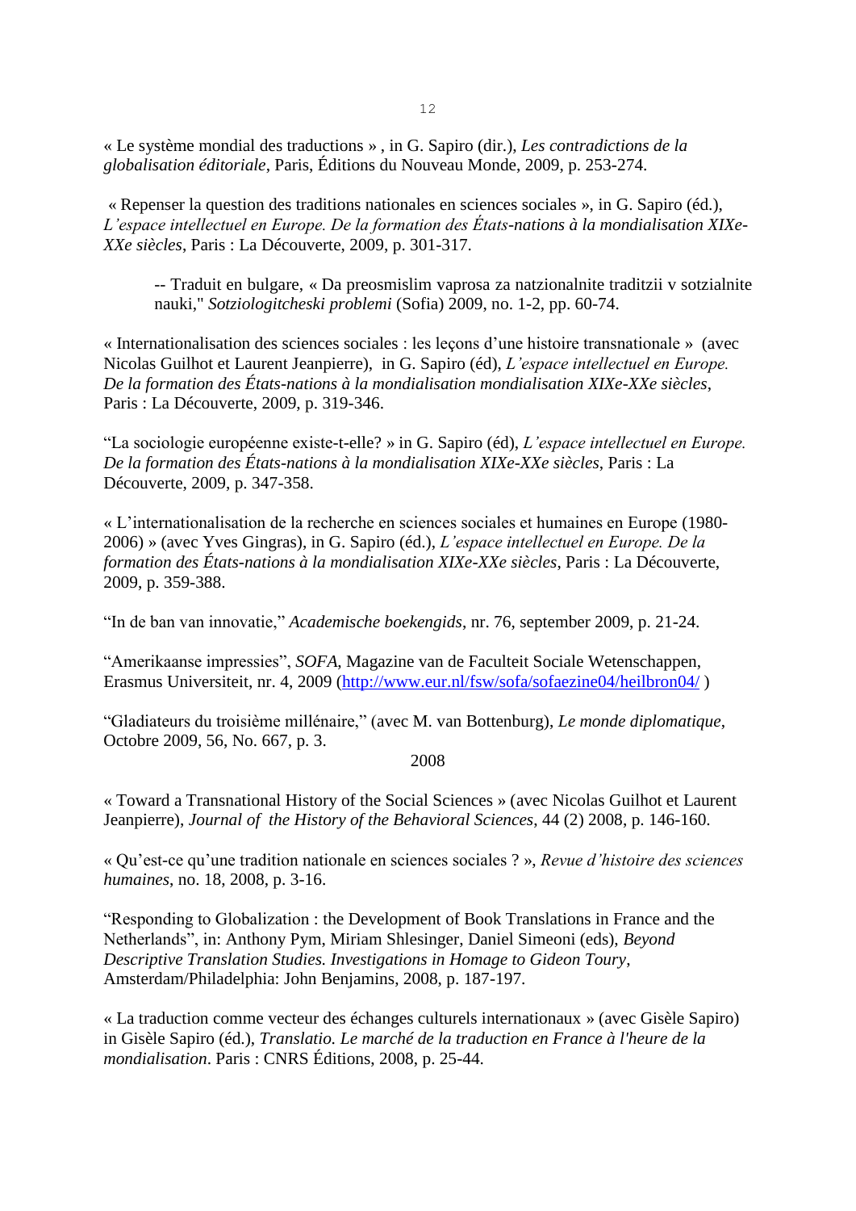« Le système mondial des traductions » , in G. Sapiro (dir.), *Les contradictions de la globalisation éditoriale*, Paris, Éditions du Nouveau Monde, 2009, p. 253-274.

« Repenser la question des traditions nationales en sciences sociales », in G. Sapiro (éd.), *L'espace intellectuel en Europe. De la formation des États-nations à la mondialisation XIXe-XXe siècles*, Paris : La Découverte, 2009, p. 301-317.

> -- Traduit en bulgare, « Da preosmislim vaprosa za natzionalnite traditzii v sotzialnite nauki," *Sotziologitcheski problemi* (Sofia) 2009, no. 1-2, pp. 60-74.

« Internationalisation des sciences sociales : les leçons d'une histoire transnationale » (avec Nicolas Guilhot et Laurent Jeanpierre), in G. Sapiro (éd), *L'espace intellectuel en Europe. De la formation des États-nations à la mondialisation mondialisation XIXe-XXe siècles*, Paris : La Découverte, 2009, p. 319-346.

"La sociologie européenne existe-t-elle? » in G. Sapiro (éd), *L'espace intellectuel en Europe. De la formation des États-nations à la mondialisation XIXe-XXe siècles*, Paris : La Découverte, 2009, p. 347-358.

« L'internationalisation de la recherche en sciences sociales et humaines en Europe (1980-2006) » (avec Yves Gingras), in G. Sapiro (éd.), *L'espace intellectuel en Europe. De la formation des États-nations à la mondialisation XIXe-XXe siècles*, Paris : La Découverte, 2009, p. 359-388.

"In de ban van innovatie," *Academische boekengids*, nr. 76, september 2009, p. 21-24.

"Amerikaanse impressies", *SOFA*, Magazine van de Faculteit Sociale Wetenschappen, Erasmus Universiteit, nr. 4, 2009 (http://www.eur.nl/fsw/sofa/sofaezine04/heilbron04/ )

"Gladiateurs du troisième millénaire," (avec M. van Bottenburg), *Le monde diplomatique*, Octobre 2009, 56, No. 667, p. 3.

2008

« Toward a Transnational History of the Social Sciences » (avec Nicolas Guilhot et Laurent Jeanpierre), *Journal of the History of the Behavioral Sciences*, 44 (2) 2008, p. 146-160.

« Qu'est-ce qu'une tradition nationale en sciences sociales ? », *Revue d'histoire des sciences humaines*, no. 18, 2008, p. 3-16.

"Responding to Globalization : the Development of Book Translations in France and the Netherlands", in: Anthony Pym, Miriam Shlesinger, Daniel Simeoni (eds), *Beyond Descriptive Translation Studies. Investigations in Homage to Gideon Toury*, Amsterdam/Philadelphia: John Benjamins, 2008, p. 187-197.

« La traduction comme vecteur des échanges culturels internationaux » (avec Gisèle Sapiro) in Gisèle Sapiro (éd.), *Translatio. Le marché de la traduction en France à l'heure de la mondialisation*. Paris : CNRS Éditions, 2008, p. 25-44.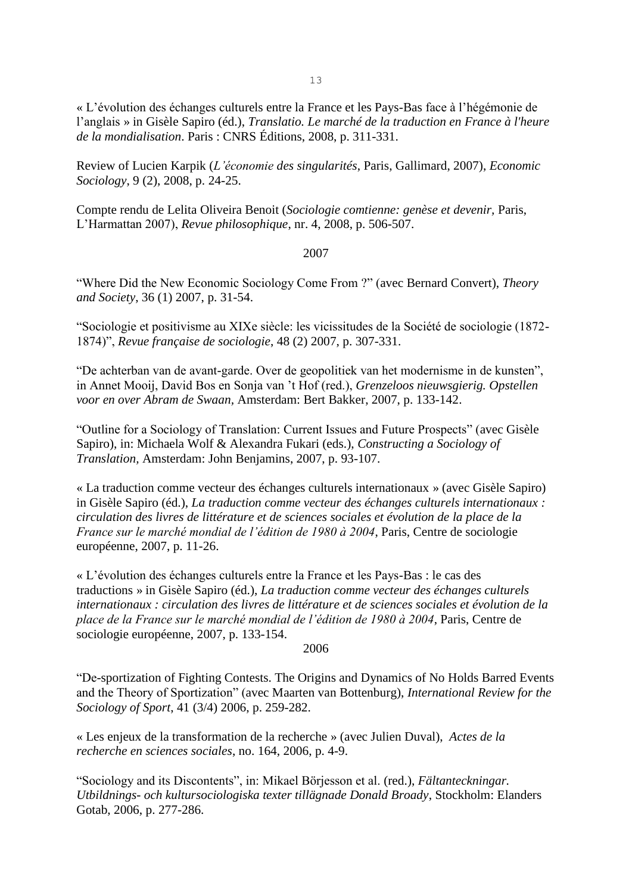« L'évolution des échanges culturels entre la France et les Pays-Bas face à l'hégémonie de l'anglais » in Gisèle Sapiro (éd.), *Translatio. Le marché de la traduction en France à l'heure de la mondialisation*. Paris : CNRS Éditions, 2008, p. 311-331.

Review of Lucien Karpik (*L'économie des singularités*, Paris, Gallimard, 2007), *Economic Sociology*, 9 (2), 2008, p. 24-25.

Compte rendu de Lelita Oliveira Benoit (*Sociologie comtienne: genèse et devenir,* Paris, L'Harmattan 2007), *Revue philosophique,* nr. 4, 2008, p. 506-507.

2007

"Where Did the New Economic Sociology Come From ?" (avec Bernard Convert), *Theory and Society*, 36 (1) 2007, p. 31-54.

"Sociologie et positivisme au XIXe siècle: les vicissitudes de la Société de sociologie (1872-1874)", *Revue française de sociologie*, 48 (2) 2007, p. 307-331.

"De achterban van de avant-garde. Over de geopolitiek van het modernisme in de kunsten", in Annet Mooij, David Bos en Sonja van 't Hof (red.), *Grenzeloos nieuwsgierig. Opstellen voor en over Abram de Swaan,* Amsterdam: Bert Bakker, 2007, p. 133-142.

"Outline for a Sociology of Translation: Current Issues and Future Prospects" (avec Gisèle Sapiro), in: Michaela Wolf & Alexandra Fukari (eds.), *Constructing a Sociology of Translation,* Amsterdam: John Benjamins, 2007, p. 93-107.

« La traduction comme vecteur des échanges culturels internationaux » (avec Gisèle Sapiro) in Gisèle Sapiro (éd.), *La traduction comme vecteur des échanges culturels internationaux : circulation des livres de littérature et de sciences sociales et évolution de la place de la France sur le marché mondial de l'édition de 1980 à 2004*, Paris, Centre de sociologie européenne, 2007, p. 11-26.

« L'évolution des échanges culturels entre la France et les Pays-Bas : le cas des traductions » in Gisèle Sapiro (éd.), *La traduction comme vecteur des échanges culturels internationaux : circulation des livres de littérature et de sciences sociales et évolution de la place de la France sur le marché mondial de l'édition de 1980 à 2004*, Paris, Centre de sociologie européenne, 2007, p. 133-154.

2006

"De-sportization of Fighting Contests. The Origins and Dynamics of No Holds Barred Events and the Theory of Sportization" (avec Maarten van Bottenburg), *International Review for the Sociology of Sport*, 41 (3/4) 2006, p. 259-282.

« Les enjeux de la transformation de la recherche » (avec Julien Duval), *Actes de la recherche en sciences sociales*, no. 164, 2006, p. 4-9.

"Sociology and its Discontents", in: Mikael Börjesson et al. (red.), *Fältanteckningar. Utbildnings- och kultursociologiska texter tillägnade Donald Broady*, Stockholm: Elanders Gotab, 2006, p. 277-286.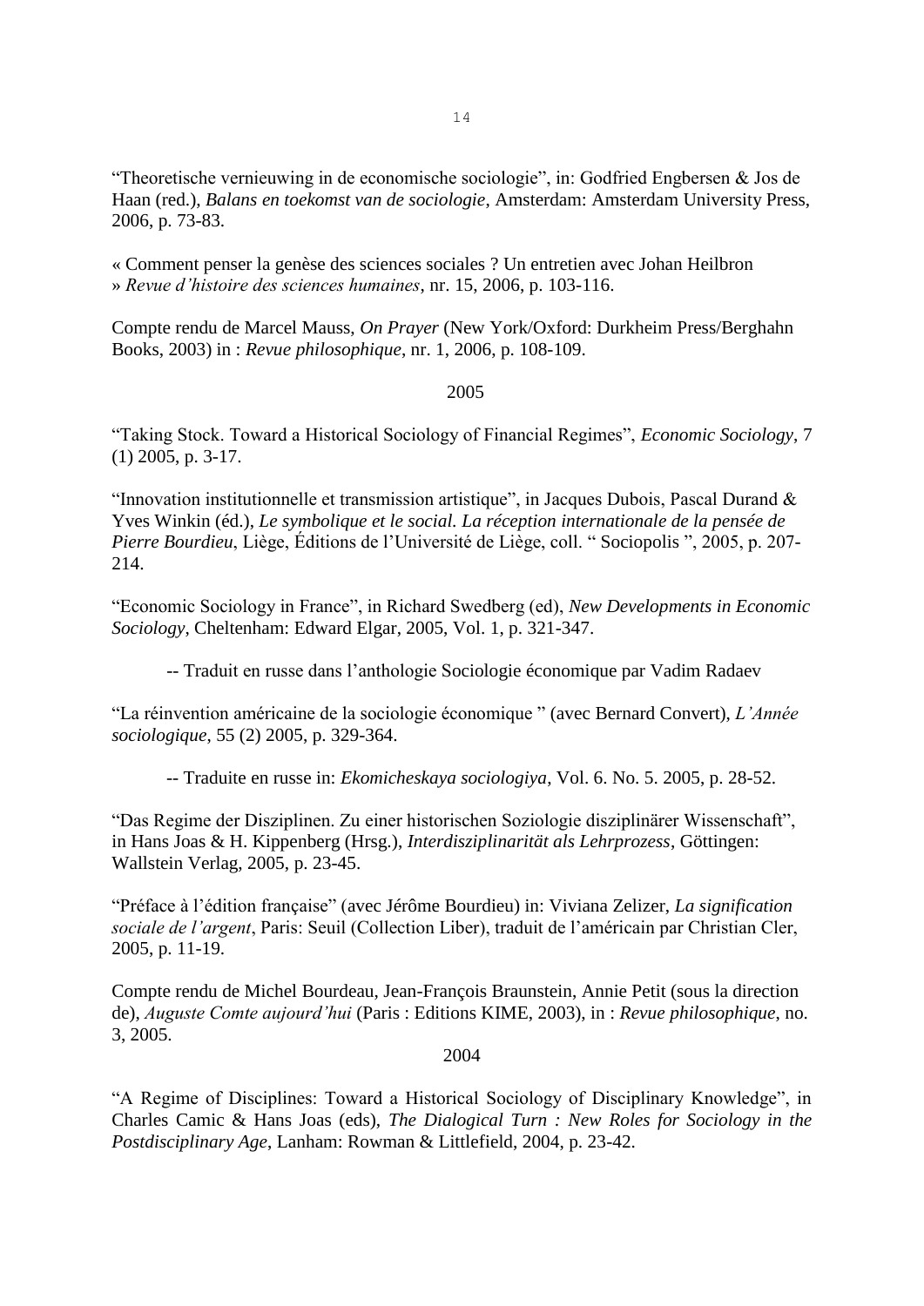"Theoretische vernieuwing in de economische sociologie", in: Godfried Engbersen & Jos de Haan (red.), *Balans en toekomst van de sociologie*, Amsterdam: Amsterdam University Press, 2006, p. 73-83.

« Comment penser la genèse des sciences sociales ? Un entretien avec Johan Heilbron » *Revue d'histoire des sciences humaines*, nr. 15, 2006, p. 103-116.

Compte rendu de Marcel Mauss, *On Prayer* (New York/Oxford: Durkheim Press/Berghahn Books, 2003) in : *Revue philosophique*, nr. 1, 2006, p. 108-109.

2005

"Taking Stock. Toward a Historical Sociology of Financial Regimes", *Economic Sociology*, 7 (1) 2005, p. 3-17.

"Innovation institutionnelle et transmission artistique", in Jacques Dubois, Pascal Durand & Yves Winkin (éd.), *Le symbolique et le social. La réception internationale de la pensée de Pierre Bourdieu*, Liège, Éditions de l'Université de Liège, coll. " Sociopolis ", 2005, p. 207-214.

"Economic Sociology in France", in Richard Swedberg (ed), *New Developments in Economic Sociology*, Cheltenham: Edward Elgar, 2005, Vol. 1, p. 321-347.

-- Traduit en russe dans l'anthologie Sociologie économique par Vadim Radaev

"La réinvention américaine de la sociologie économique " (avec Bernard Convert), *L'Année sociologique*, 55 (2) 2005, p. 329-364.

-- Traduite en russe in: *Ekomicheskaya sociologiya*, Vol. 6. No. 5. 2005, p. 28-52.

"Das Regime der Disziplinen. Zu einer historischen Soziologie disziplinärer Wissenschaft", in Hans Joas & H. Kippenberg (Hrsg.), *Interdisziplinarität als Lehrprozess*, Göttingen: Wallstein Verlag, 2005, p. 23-45.

"Préface à l'édition française" (avec Jérôme Bourdieu) in: Viviana Zelizer, *La signification sociale de l'argent*, Paris: Seuil (Collection Liber), traduit de l'américain par Christian Cler, 2005, p. 11-19.

Compte rendu de Michel Bourdeau, Jean-François Braunstein, Annie Petit (sous la direction de), *Auguste Comte aujourd'hui* (Paris : Editions KIME, 2003), in : *Revue philosophique*, no. 3, 2005.

2004

"A Regime of Disciplines: Toward a Historical Sociology of Disciplinary Knowledge", in Charles Camic & Hans Joas (eds), *The Dialogical Turn : New Roles for Sociology in the Postdisciplinary Age*, Lanham: Rowman & Littlefield, 2004, p. 23-42.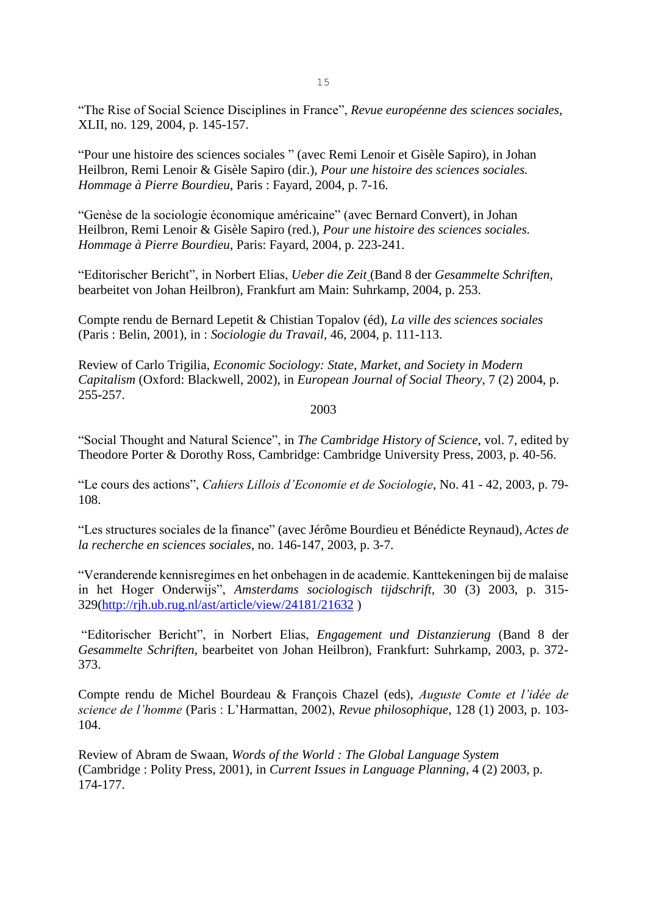"The Rise of Social Science Disciplines in France", *Revue européenne des sciences sociales*, XLII, no. 129, 2004, p. 145-157.

"Pour une histoire des sciences sociales " (avec Remi Lenoir et Gisèle Sapiro), in Johan Heilbron, Remi Lenoir & Gisèle Sapiro (dir.), *Pour une histoire des sciences sociales. Hommage à Pierre Bourdieu*, Paris : Fayard, 2004, p. 7-16.

"Genèse de la sociologie économique américaine" (avec Bernard Convert), in Johan Heilbron, Remi Lenoir & Gisèle Sapiro (red.), *Pour une histoire des sciences sociales. Hommage à Pierre Bourdieu*, Paris: Fayard, 2004, p. 223-241.

"Editorischer Bericht", in Norbert Elias, *Ueber die Zeit* (Band 8 der *Gesammelte Schriften*, bearbeitet von Johan Heilbron), Frankfurt am Main: Suhrkamp, 2004, p. 253.

Compte rendu de Bernard Lepetit & Chistian Topalov (éd), *La ville des sciences sociales* (Paris : Belin, 2001), in : *Sociologie du Travail*, 46, 2004, p. 111-113.

Review of Carlo Trigilia, *Economic Sociology: State, Market, and Society in Modern Capitalism* (Oxford: Blackwell, 2002), in *European Journal of Social Theory*, 7 (2) 2004, p. 255-257.

2003

"Social Thought and Natural Science", in *The Cambridge History of Science*, vol. 7, edited by Theodore Porter & Dorothy Ross, Cambridge: Cambridge University Press, 2003, p. 40-56.

"Le cours des actions", *Cahiers Lillois d'Economie et de Sociologie*, No. 41 - 42, 2003, p. 79-108.

"Les structures sociales de la finance" (avec Jérôme Bourdieu et Bénédicte Reynaud), *Actes de la recherche en sciences sociales*, no. 146-147, 2003, p. 3-7.

"Veranderende kennisregimes en het onbehagen in de academie. Kanttekeningen bij de malaise in het Hoger Onderwijs", *Amsterdams sociologisch tijdschrift*, 30 (3) 2003, p. 315-329(http://rjh.ub.rug.nl/ast/article/view/24181/21632 )

"Editorischer Bericht", in Norbert Elias, *Engagement und Distanzierung* (Band 8 der *Gesammelte Schriften*, bearbeitet von Johan Heilbron), Frankfurt: Suhrkamp, 2003, p. 372-373.

Compte rendu de Michel Bourdeau & François Chazel (eds), *Auguste Comte et l'idée de science de l'homme* (Paris : L'Harmattan, 2002), *Revue philosophique*, 128 (1) 2003, p. 103-104.

Review of Abram de Swaan, *Words of the World : The Global Language System* (Cambridge : Polity Press, 2001), in *Current Issues in Language Planning*, 4 (2) 2003, p. 174-177.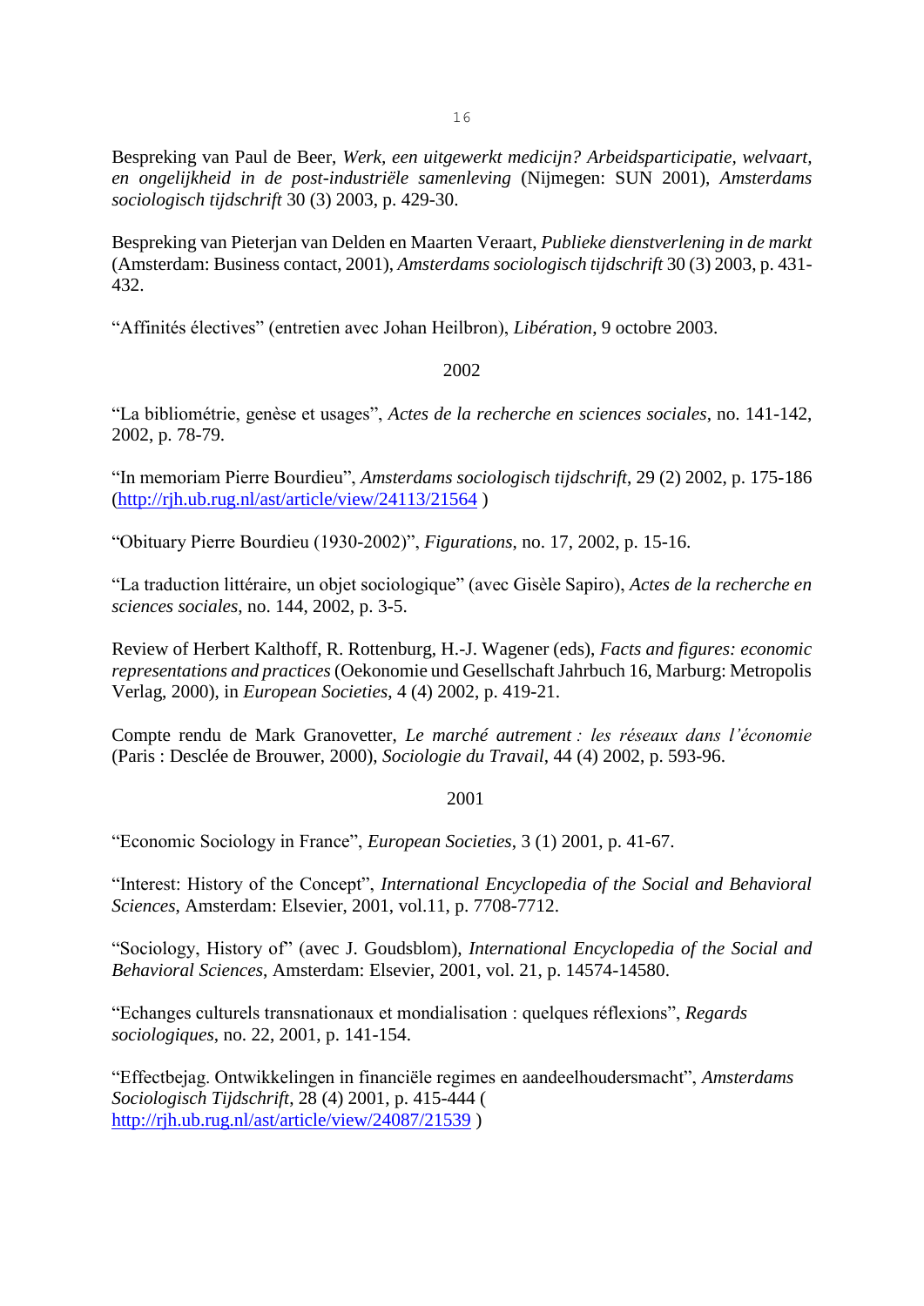Bespreking van Paul de Beer, *Werk, een uitgewerkt medicijn? Arbeidsparticipatie, welvaart, en ongelijkheid in de post-industriële samenleving* (Nijmegen: SUN 2001), *Amsterdams sociologisch tijdschrift* 30 (3) 2003, p. 429-30.

Bespreking van Pieterjan van Delden en Maarten Veraart, *Publieke dienstverlening in de markt* (Amsterdam: Business contact, 2001), *Amsterdams sociologisch tijdschrift* 30 (3) 2003, p. 431-432.

"Affinités électives" (entretien avec Johan Heilbron), *Libération*, 9 octobre 2003.

2002

"La bibliométrie, genèse et usages", *Actes de la recherche en sciences sociales*, no. 141-142, 2002, p. 78-79.

"In memoriam Pierre Bourdieu", *Amsterdams sociologisch tijdschrift*, 29 (2) 2002, p. 175-186 (http://rjh.ub.rug.nl/ast/article/view/24113/21564 )

"Obituary Pierre Bourdieu (1930-2002)", *Figurations*, no. 17, 2002, p. 15-16.

"La traduction littéraire, un objet sociologique" (avec Gisèle Sapiro), *Actes de la recherche en sciences sociales*, no. 144, 2002, p. 3-5.

Review of Herbert Kalthoff, R. Rottenburg, H.-J. Wagener (eds), *Facts and figures: economic representations and practices* (Oekonomie und Gesellschaft Jahrbuch 16, Marburg: Metropolis Verlag, 2000), in *European Societies*, 4 (4) 2002, p. 419-21.

Compte rendu de Mark Granovetter, *Le marché autrement : les réseaux dans l'économie* (Paris : Desclée de Brouwer, 2000), *Sociologie du Travail*, 44 (4) 2002, p. 593-96.

2001

"Economic Sociology in France", *European Societies*, 3 (1) 2001, p. 41-67.

"Interest: History of the Concept", *International Encyclopedia of the Social and Behavioral Sciences*, Amsterdam: Elsevier, 2001, vol.11, p. 7708-7712.

"Sociology, History of" (avec J. Goudsblom), *International Encyclopedia of the Social and Behavioral Sciences*, Amsterdam: Elsevier, 2001, vol. 21, p. 14574-14580.

"Echanges culturels transnationaux et mondialisation : quelques réflexions", *Regards sociologiques*, no. 22, 2001, p. 141-154.

"Effectbejag. Ontwikkelingen in financiële regimes en aandeelhoudersmacht", *Amsterdams Sociologisch Tijdschrift*, 28 (4) 2001, p. 415-444 ( http://rjh.ub.rug.nl/ast/article/view/24087/21539 )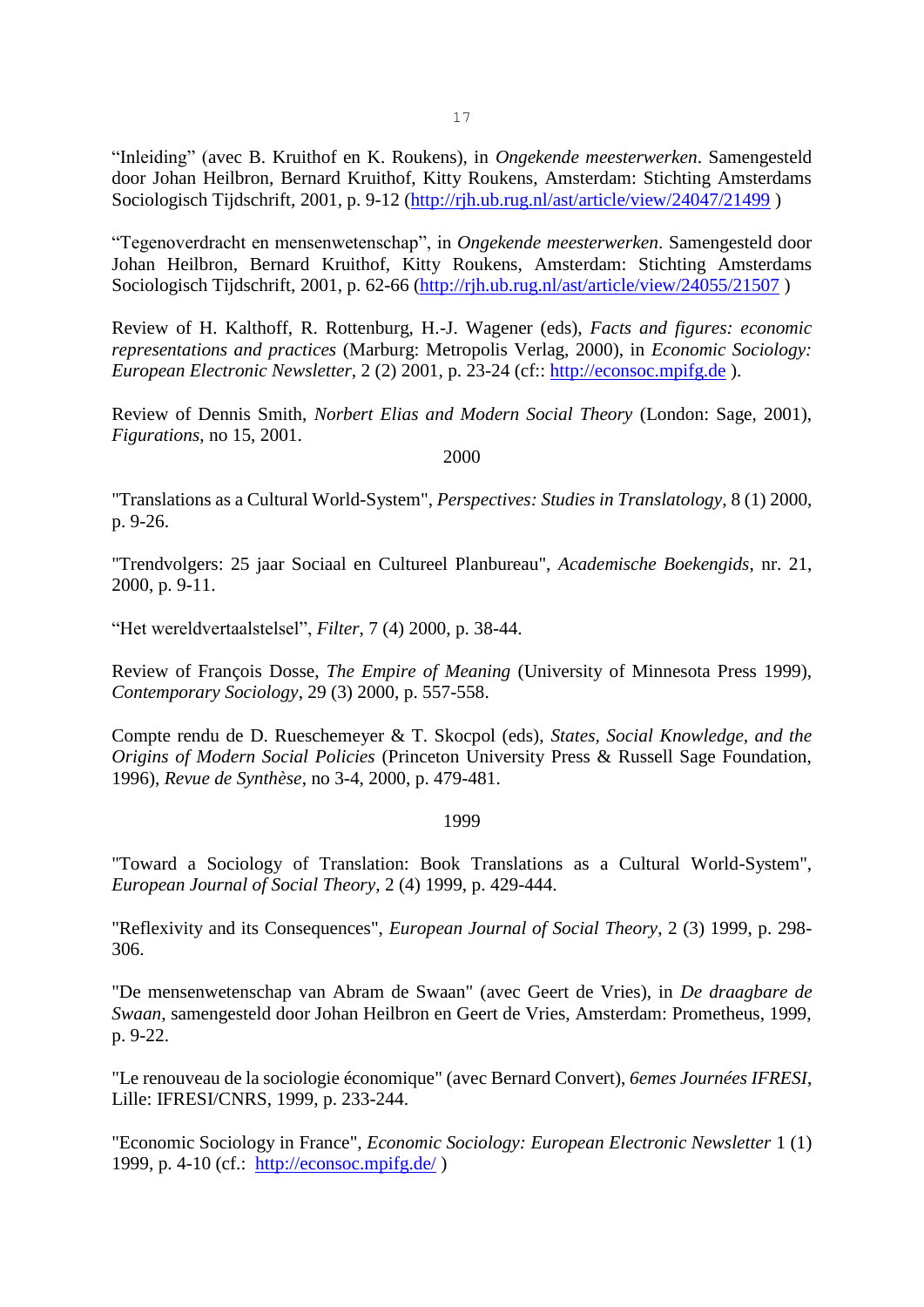"Inleiding" (avec B. Kruithof en K. Roukens), in *Ongekende meesterwerken*. Samengesteld door Johan Heilbron, Bernard Kruithof, Kitty Roukens, Amsterdam: Stichting Amsterdams Sociologisch Tijdschrift, 2001, p. 9-12 (http://rjh.ub.rug.nl/ast/article/view/24047/21499 )

"Tegenoverdracht en mensenwetenschap", in *Ongekende meesterwerken*. Samengesteld door Johan Heilbron, Bernard Kruithof, Kitty Roukens, Amsterdam: Stichting Amsterdams Sociologisch Tijdschrift, 2001, p. 62-66 (http://rjh.ub.rug.nl/ast/article/view/24055/21507 )

Review of H. Kalthoff, R. Rottenburg, H.-J. Wagener (eds), *Facts and figures: economic representations and practices* (Marburg: Metropolis Verlag, 2000), in *Economic Sociology: European Electronic Newsletter*, 2 (2) 2001, p. 23-24 (cf:: http://econsoc.mpifg.de ).

Review of Dennis Smith, *Norbert Elias and Modern Social Theory* (London: Sage, 2001), *Figurations*, no 15, 2001.

2000

"Translations as a Cultural World-System", *Perspectives: Studies in Translatology*, 8 (1) 2000, p. 9-26.

"Trendvolgers: 25 jaar Sociaal en Cultureel Planbureau", *Academische Boekengids*, nr. 21, 2000, p. 9-11.

"Het wereldvertaalstelsel", *Filter*, 7 (4) 2000, p. 38-44.

Review of François Dosse, *The Empire of Meaning* (University of Minnesota Press 1999), *Contemporary Sociology*, 29 (3) 2000, p. 557-558.

Compte rendu de D. Rueschemeyer & T. Skocpol (eds), *States, Social Knowledge, and the Origins of Modern Social Policies* (Princeton University Press & Russell Sage Foundation, 1996), *Revue de Synthèse*, no 3-4, 2000, p. 479-481.

1999

"Toward a Sociology of Translation: Book Translations as a Cultural World-System", *European Journal of Social Theory*, 2 (4) 1999, p. 429-444.

"Reflexivity and its Consequences", *European Journal of Social Theory*, 2 (3) 1999, p. 298-306.

"De mensenwetenschap van Abram de Swaan" (avec Geert de Vries), in *De draagbare de Swaan*, samengesteld door Johan Heilbron en Geert de Vries, Amsterdam: Prometheus, 1999, p. 9-22.

"Le renouveau de la sociologie économique" (avec Bernard Convert), *6emes Journées IFRESI*, Lille: IFRESI/CNRS, 1999, p. 233-244.

"Economic Sociology in France", *Economic Sociology: European Electronic Newsletter* 1 (1) 1999, p. 4-10 (cf.: http://econsoc.mpifg.de/ )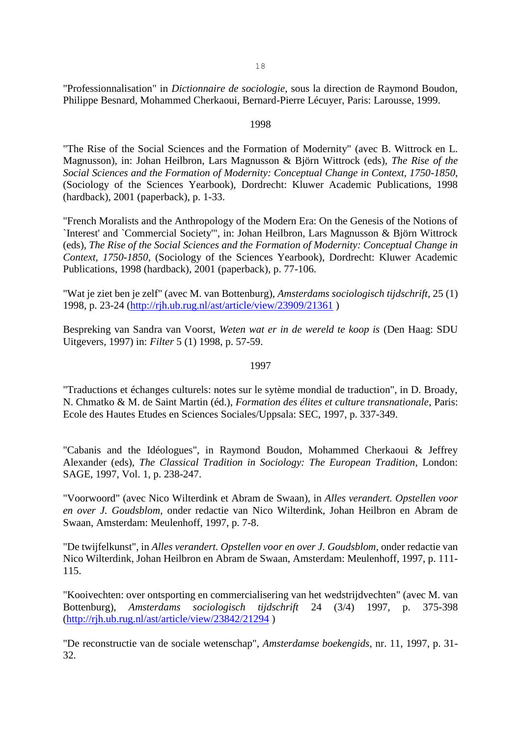"Professionnalisation" in *Dictionnaire de sociologie*, sous la direction de Raymond Boudon, Philippe Besnard, Mohammed Cherkaoui, Bernard-Pierre Lécuyer, Paris: Larousse, 1999.

1998

"The Rise of the Social Sciences and the Formation of Modernity" (avec B. Wittrock en L. Magnusson), in: Johan Heilbron, Lars Magnusson & Björn Wittrock (eds), *The Rise of the Social Sciences and the Formation of Modernity: Conceptual Change in Context, 1750-1850*, (Sociology of the Sciences Yearbook), Dordrecht: Kluwer Academic Publications, 1998 (hardback), 2001 (paperback), p. 1-33.

"French Moralists and the Anthropology of the Modern Era: On the Genesis of the Notions of `Interest' and `Commercial Society'", in: Johan Heilbron, Lars Magnusson & Björn Wittrock (eds), *The Rise of the Social Sciences and the Formation of Modernity: Conceptual Change in Context, 1750-1850*, (Sociology of the Sciences Yearbook), Dordrecht: Kluwer Academic Publications, 1998 (hardback), 2001 (paperback), p. 77-106.

"Wat je ziet ben je zelf" (avec M. van Bottenburg), *Amsterdams sociologisch tijdschrift*, 25 (1) 1998, p. 23-24 (http://rjh.ub.rug.nl/ast/article/view/23909/21361 )

Bespreking van Sandra van Voorst, *Weten wat er in de wereld te koop is* (Den Haag: SDU Uitgevers, 1997) in: *Filter* 5 (1) 1998, p. 57-59.

1997

"Traductions et échanges culturels: notes sur le sytème mondial de traduction", in D. Broady, N. Chmatko & M. de Saint Martin (éd.), *Formation des élites et culture transnationale*, Paris: Ecole des Hautes Etudes en Sciences Sociales/Uppsala: SEC, 1997, p. 337-349.

"Cabanis and the Idéologues", in Raymond Boudon, Mohammed Cherkaoui & Jeffrey Alexander (eds), *The Classical Tradition in Sociology: The European Tradition*, London: SAGE, 1997, Vol. 1, p. 238-247.

"Voorwoord" (avec Nico Wilterdink et Abram de Swaan), in *Alles verandert. Opstellen voor en over J. Goudsblom*, onder redactie van Nico Wilterdink, Johan Heilbron en Abram de Swaan, Amsterdam: Meulenhoff, 1997, p. 7-8.

"De twijfelkunst", in *Alles verandert. Opstellen voor en over J. Goudsblom*, onder redactie van Nico Wilterdink, Johan Heilbron en Abram de Swaan, Amsterdam: Meulenhoff, 1997, p. 111-115.

"Kooivechten: over ontsporing en commercialisering van het wedstrijdvechten" (avec M. van Bottenburg), *Amsterdams sociologisch tijdschrift* 24 (3/4) 1997, p. 375-398 (http://rjh.ub.rug.nl/ast/article/view/23842/21294 )

"De reconstructie van de sociale wetenschap", *Amsterdamse boekengids*, nr. 11, 1997, p. 31-32.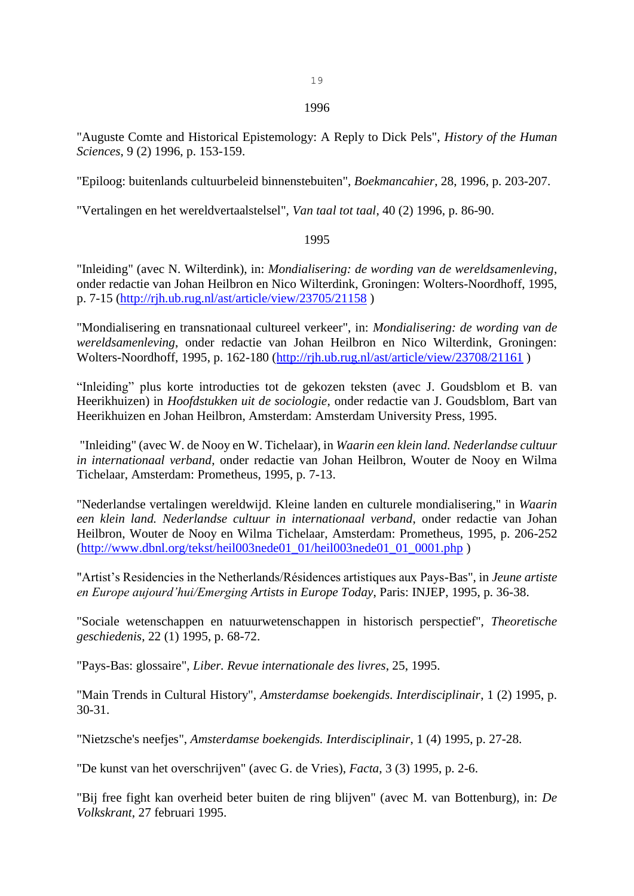## 1996

"Auguste Comte and Historical Epistemology: A Reply to Dick Pels", *History of the Human Sciences*, 9 (2) 1996, p. 153-159.

"Epiloog: buitenlands cultuurbeleid binnenstebuiten", *Boekmancahier*, 28, 1996, p. 203-207.

"Vertalingen en het wereldvertaalstelsel", *Van taal tot taal*, 40 (2) 1996, p. 86-90.

## 1995

"Inleiding" (avec N. Wilterdink), in: *Mondialisering: de wording van de wereldsamenleving*, onder redactie van Johan Heilbron en Nico Wilterdink, Groningen: Wolters-Noordhoff, 1995, p. 7-15 (http://rjh.ub.rug.nl/ast/article/view/23705/21158 )

"Mondialisering en transnationaal cultureel verkeer", in: *Mondialisering: de wording van de wereldsamenleving*, onder redactie van Johan Heilbron en Nico Wilterdink, Groningen: Wolters-Noordhoff, 1995, p. 162-180 (http://rjh.ub.rug.nl/ast/article/view/23708/21161 )

"Inleiding" plus korte introducties tot de gekozen teksten (avec J. Goudsblom et B. van Heerikhuizen) in *Hoofdstukken uit de sociologie*, onder redactie van J. Goudsblom, Bart van Heerikhuizen en Johan Heilbron, Amsterdam: Amsterdam University Press, 1995.

"Inleiding" (avec W. de Nooy en W. Tichelaar), in *Waarin een klein land. Nederlandse cultuur in internationaal verband*, onder redactie van Johan Heilbron, Wouter de Nooy en Wilma Tichelaar, Amsterdam: Prometheus, 1995, p. 7-13.

"Nederlandse vertalingen wereldwijd. Kleine landen en culturele mondialisering," in *Waarin een klein land. Nederlandse cultuur in internationaal verband*, onder redactie van Johan Heilbron, Wouter de Nooy en Wilma Tichelaar, Amsterdam: Prometheus, 1995, p. 206-252 (http://www.dbnl.org/tekst/heil003nede01_01/heil003nede01_01_0001.php )

"Artist's Residencies in the Netherlands/Résidences artistiques aux Pays-Bas", in *Jeune artiste en Europe aujourd'hui/Emerging Artists in Europe Today*, Paris: INJEP, 1995, p. 36-38.

"Sociale wetenschappen en natuurwetenschappen in historisch perspectief", *Theoretische geschiedenis*, 22 (1) 1995, p. 68-72.

"Pays-Bas: glossaire", *Liber. Revue internationale des livres*, 25, 1995.

"Main Trends in Cultural History", *Amsterdamse boekengids. Interdisciplinair*, 1 (2) 1995, p. 30-31.

"Nietzsche's neefjes", *Amsterdamse boekengids. Interdisciplinair*, 1 (4) 1995, p. 27-28.

"De kunst van het overschrijven" (avec G. de Vries), *Facta*, 3 (3) 1995, p. 2-6.

"Bij free fight kan overheid beter buiten de ring blijven" (avec M. van Bottenburg), in: *De Volkskrant*, 27 februari 1995.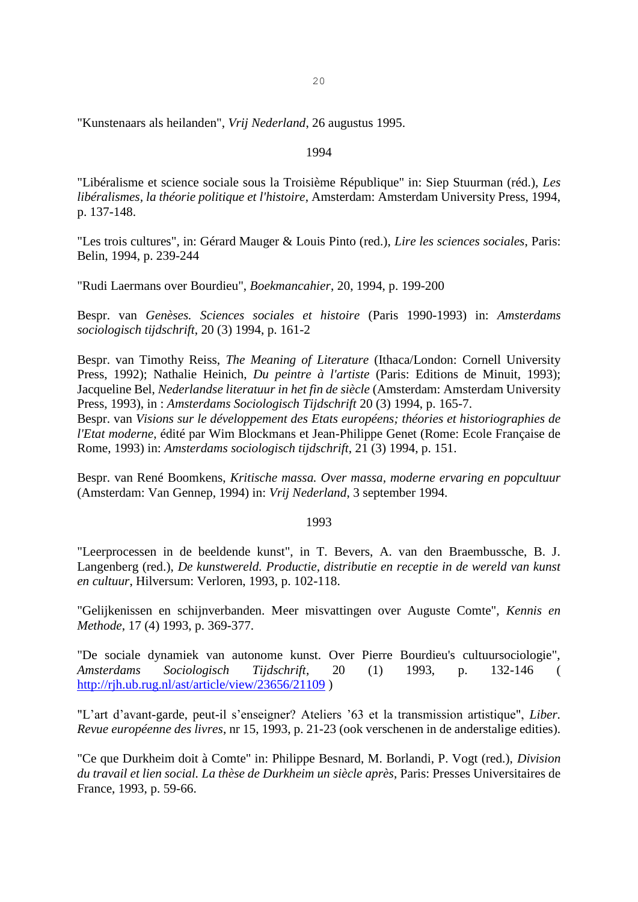"Kunstenaars als heilanden", *Vrij Nederland*, 26 augustus 1995.

1994

"Libéralisme et science sociale sous la Troisième République" in: Siep Stuurman (réd.), *Les libéralismes, la théorie politique et l'histoire*, Amsterdam: Amsterdam University Press, 1994, p. 137-148.

"Les trois cultures", in: Gérard Mauger & Louis Pinto (red.), *Lire les sciences sociales*, Paris: Belin, 1994, p. 239-244

"Rudi Laermans over Bourdieu", *Boekmancahier*, 20, 1994, p. 199-200

Bespr. van *Genèses. Sciences sociales et histoire* (Paris 1990-1993) in: *Amsterdams sociologisch tijdschrift*, 20 (3) 1994, p. 161-2

Bespr. van Timothy Reiss, *The Meaning of Literature* (Ithaca/London: Cornell University Press, 1992); Nathalie Heinich, *Du peintre à l'artiste* (Paris: Editions de Minuit, 1993); Jacqueline Bel, *Nederlandse literatuur in het fin de siècle* (Amsterdam: Amsterdam University Press, 1993), in : *Amsterdams Sociologisch Tijdschrift* 20 (3) 1994, p. 165-7.
Bespr. van *Visions sur le développement des Etats européens; théories et historiographies de l'Etat moderne*, édité par Wim Blockmans et Jean-Philippe Genet (Rome: Ecole Française de Rome, 1993) in: *Amsterdams sociologisch tijdschrift*, 21 (3) 1994, p. 151.

Bespr. van René Boomkens, *Kritische massa. Over massa, moderne ervaring en popcultuur* (Amsterdam: Van Gennep, 1994) in: *Vrij Nederland*, 3 september 1994.

1993

"Leerprocessen in de beeldende kunst", in T. Bevers, A. van den Braembussche, B. J. Langenberg (red.), *De kunstwereld. Productie, distributie en receptie in de wereld van kunst en cultuur*, Hilversum: Verloren, 1993, p. 102-118.

"Gelijkenissen en schijnverbanden. Meer misvattingen over Auguste Comte", *Kennis en Methode*, 17 (4) 1993, p. 369-377.

"De sociale dynamiek van autonome kunst. Over Pierre Bourdieu's cultuursociologie", *Amsterdams Sociologisch Tijdschrift*, 20 (1) 1993, p. 132-146 ( http://rjh.ub.rug.nl/ast/article/view/23656/21109 )

"L'art d'avant-garde, peut-il s'enseigner? Ateliers '63 et la transmission artistique", *Liber. Revue européenne des livres*, nr 15, 1993, p. 21-23 (ook verschenen in de anderstalige edities).

"Ce que Durkheim doit à Comte" in: Philippe Besnard, M. Borlandi, P. Vogt (red.), *Division du travail et lien social. La thèse de Durkheim un siècle après*, Paris: Presses Universitaires de France, 1993, p. 59-66.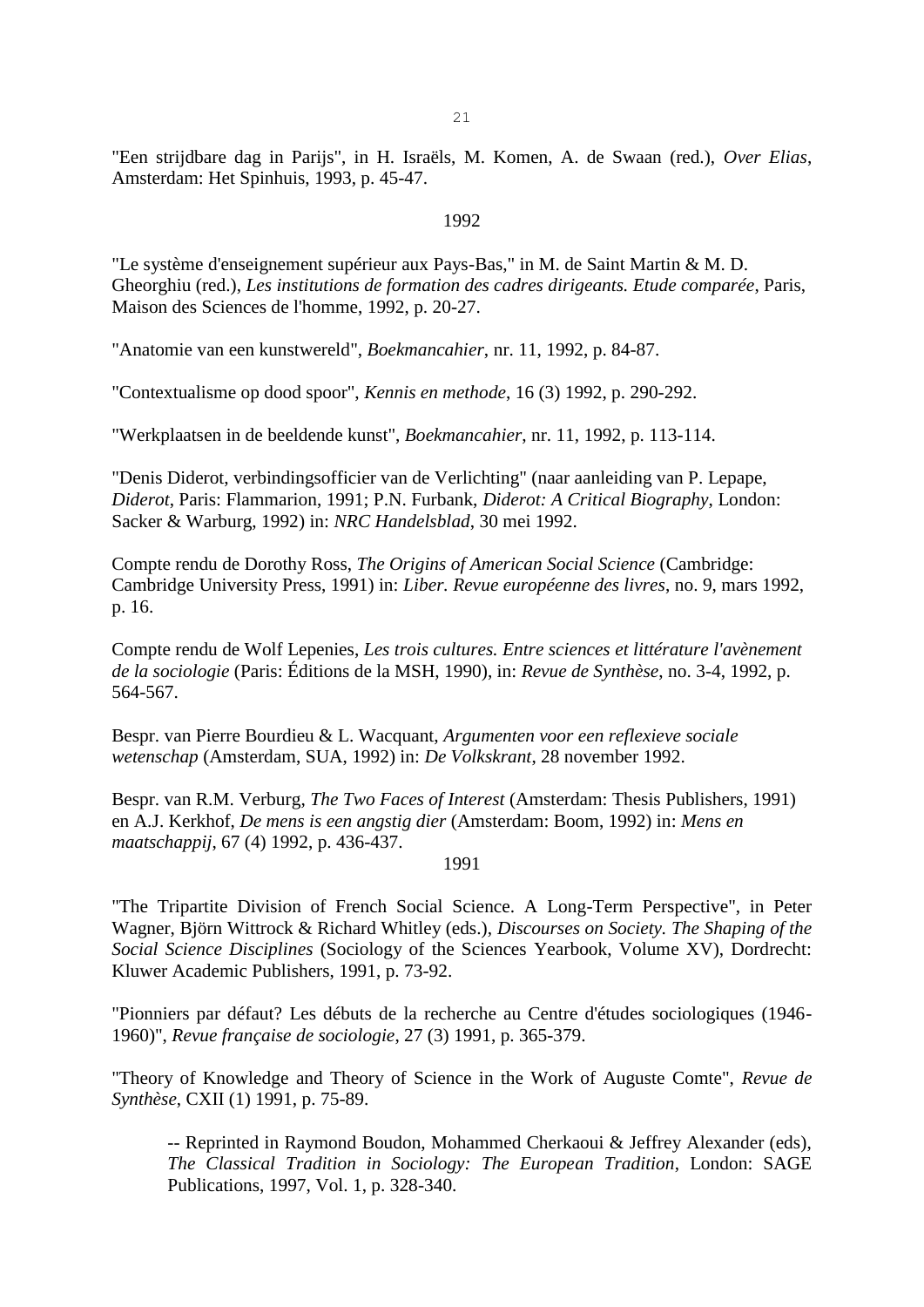"Een strijdbare dag in Parijs", in H. Israëls, M. Komen, A. de Swaan (red.), *Over Elias*, Amsterdam: Het Spinhuis, 1993, p. 45-47.

1992

"Le système d'enseignement supérieur aux Pays-Bas," in M. de Saint Martin & M. D. Gheorghiu (red.), *Les institutions de formation des cadres dirigeants. Etude comparée*, Paris, Maison des Sciences de l'homme, 1992, p. 20-27.

"Anatomie van een kunstwereld", *Boekmancahier*, nr. 11, 1992, p. 84-87.

"Contextualisme op dood spoor", *Kennis en methode*, 16 (3) 1992, p. 290-292.

"Werkplaatsen in de beeldende kunst", *Boekmancahier*, nr. 11, 1992, p. 113-114.

"Denis Diderot, verbindingsofficier van de Verlichting" (naar aanleiding van P. Lepape, *Diderot*, Paris: Flammarion, 1991; P.N. Furbank, *Diderot: A Critical Biography*, London: Sacker & Warburg, 1992) in: *NRC Handelsblad*, 30 mei 1992.

Compte rendu de Dorothy Ross, *The Origins of American Social Science* (Cambridge: Cambridge University Press, 1991) in: *Liber. Revue européenne des livres*, no. 9, mars 1992, p. 16.

Compte rendu de Wolf Lepenies, *Les trois cultures. Entre sciences et littérature l'avènement de la sociologie* (Paris: Éditions de la MSH, 1990), in: *Revue de Synthèse*, no. 3-4, 1992, p. 564-567.

Bespr. van Pierre Bourdieu & L. Wacquant, *Argumenten voor een reflexieve sociale wetenschap* (Amsterdam, SUA, 1992) in: *De Volkskrant*, 28 november 1992.

Bespr. van R.M. Verburg, *The Two Faces of Interest* (Amsterdam: Thesis Publishers, 1991) en A.J. Kerkhof, *De mens is een angstig dier* (Amsterdam: Boom, 1992) in: *Mens en maatschappij*, 67 (4) 1992, p. 436-437.

1991

"The Tripartite Division of French Social Science. A Long-Term Perspective", in Peter Wagner, Björn Wittrock & Richard Whitley (eds.), *Discourses on Society. The Shaping of the Social Science Disciplines* (Sociology of the Sciences Yearbook, Volume XV), Dordrecht: Kluwer Academic Publishers, 1991, p. 73-92.

"Pionniers par défaut? Les débuts de la recherche au Centre d'études sociologiques (1946-1960)", *Revue française de sociologie*, 27 (3) 1991, p. 365-379.

"Theory of Knowledge and Theory of Science in the Work of Auguste Comte", *Revue de Synthèse*, CXII (1) 1991, p. 75-89.

> -- Reprinted in Raymond Boudon, Mohammed Cherkaoui & Jeffrey Alexander (eds), *The Classical Tradition in Sociology: The European Tradition*, London: SAGE Publications, 1997, Vol. 1, p. 328-340.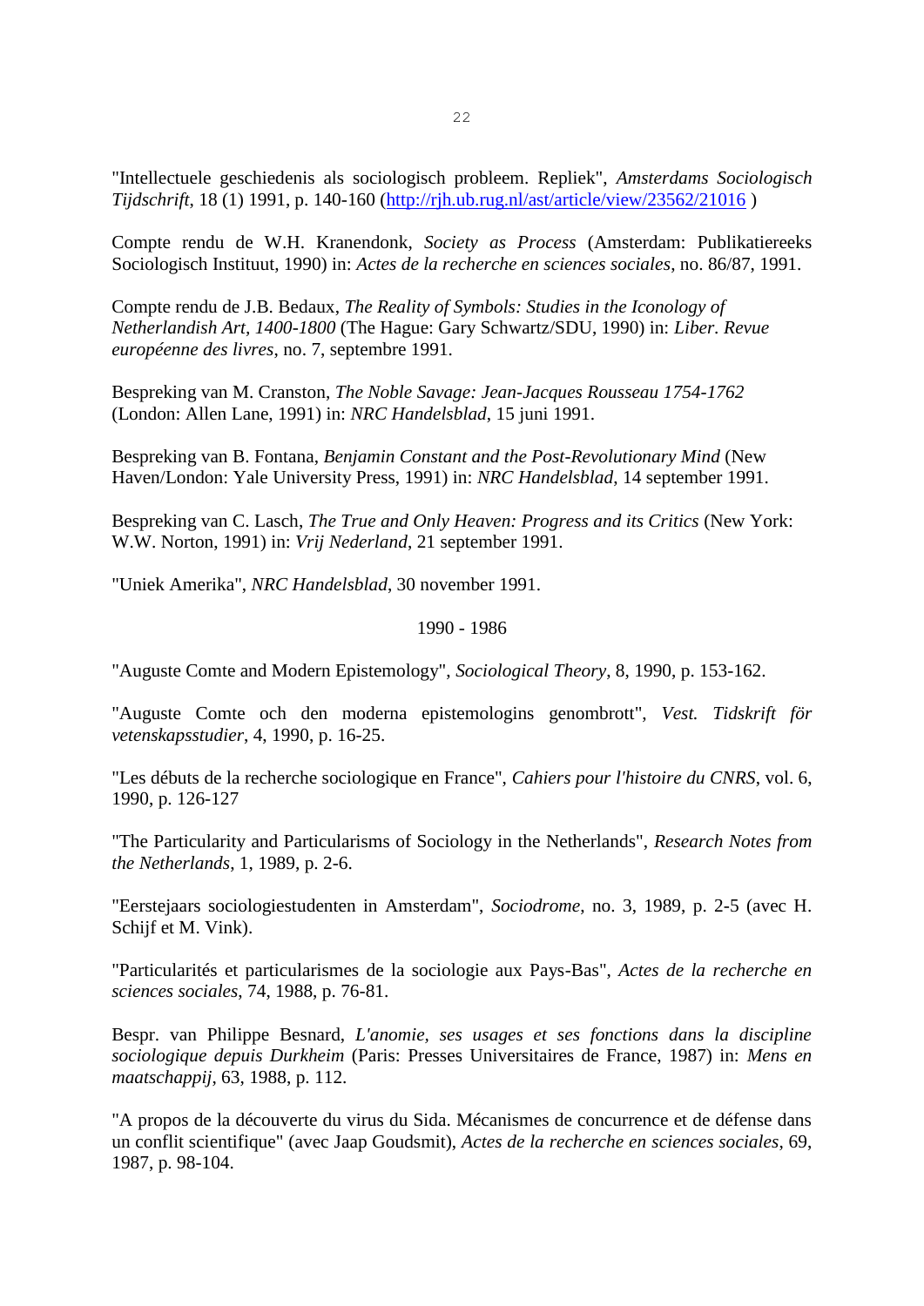"Intellectuele geschiedenis als sociologisch probleem. Repliek", *Amsterdams Sociologisch Tijdschrift*, 18 (1) 1991, p. 140-160 (http://rjh.ub.rug.nl/ast/article/view/23562/21016 )

Compte rendu de W.H. Kranendonk, *Society as Process* (Amsterdam: Publikatiereeks Sociologisch Instituut, 1990) in: *Actes de la recherche en sciences sociales*, no. 86/87, 1991.

Compte rendu de J.B. Bedaux, *The Reality of Symbols: Studies in the Iconology of Netherlandish Art, 1400-1800* (The Hague: Gary Schwartz/SDU, 1990) in: *Liber. Revue européenne des livres*, no. 7, septembre 1991.

Bespreking van M. Cranston, *The Noble Savage: Jean-Jacques Rousseau 1754-1762* (London: Allen Lane, 1991) in: *NRC Handelsblad*, 15 juni 1991.

Bespreking van B. Fontana, *Benjamin Constant and the Post-Revolutionary Mind* (New Haven/London: Yale University Press, 1991) in: *NRC Handelsblad*, 14 september 1991.

Bespreking van C. Lasch, *The True and Only Heaven: Progress and its Critics* (New York: W.W. Norton, 1991) in: *Vrij Nederland*, 21 september 1991.

"Uniek Amerika", *NRC Handelsblad*, 30 november 1991.

1990 - 1986

"Auguste Comte and Modern Epistemology", *Sociological Theory*, 8, 1990, p. 153-162.

"Auguste Comte och den moderna epistemologins genombrott", *Vest. Tidskrift för vetenskapsstudier*, 4, 1990, p. 16-25.

"Les débuts de la recherche sociologique en France", *Cahiers pour l'histoire du CNRS*, vol. 6, 1990, p. 126-127

"The Particularity and Particularisms of Sociology in the Netherlands", *Research Notes from the Netherlands*, 1, 1989, p. 2-6.

"Eerstejaars sociologiestudenten in Amsterdam", *Sociodrome*, no. 3, 1989, p. 2-5 (avec H. Schijf et M. Vink).

"Particularités et particularismes de la sociologie aux Pays-Bas", *Actes de la recherche en sciences sociales*, 74, 1988, p. 76-81.

Bespr. van Philippe Besnard, *L'anomie, ses usages et ses fonctions dans la discipline sociologique depuis Durkheim* (Paris: Presses Universitaires de France, 1987) in: *Mens en maatschappij*, 63, 1988, p. 112.

"A propos de la découverte du virus du Sida. Mécanismes de concurrence et de défense dans un conflit scientifique" (avec Jaap Goudsmit), *Actes de la recherche en sciences sociales*, 69, 1987, p. 98-104.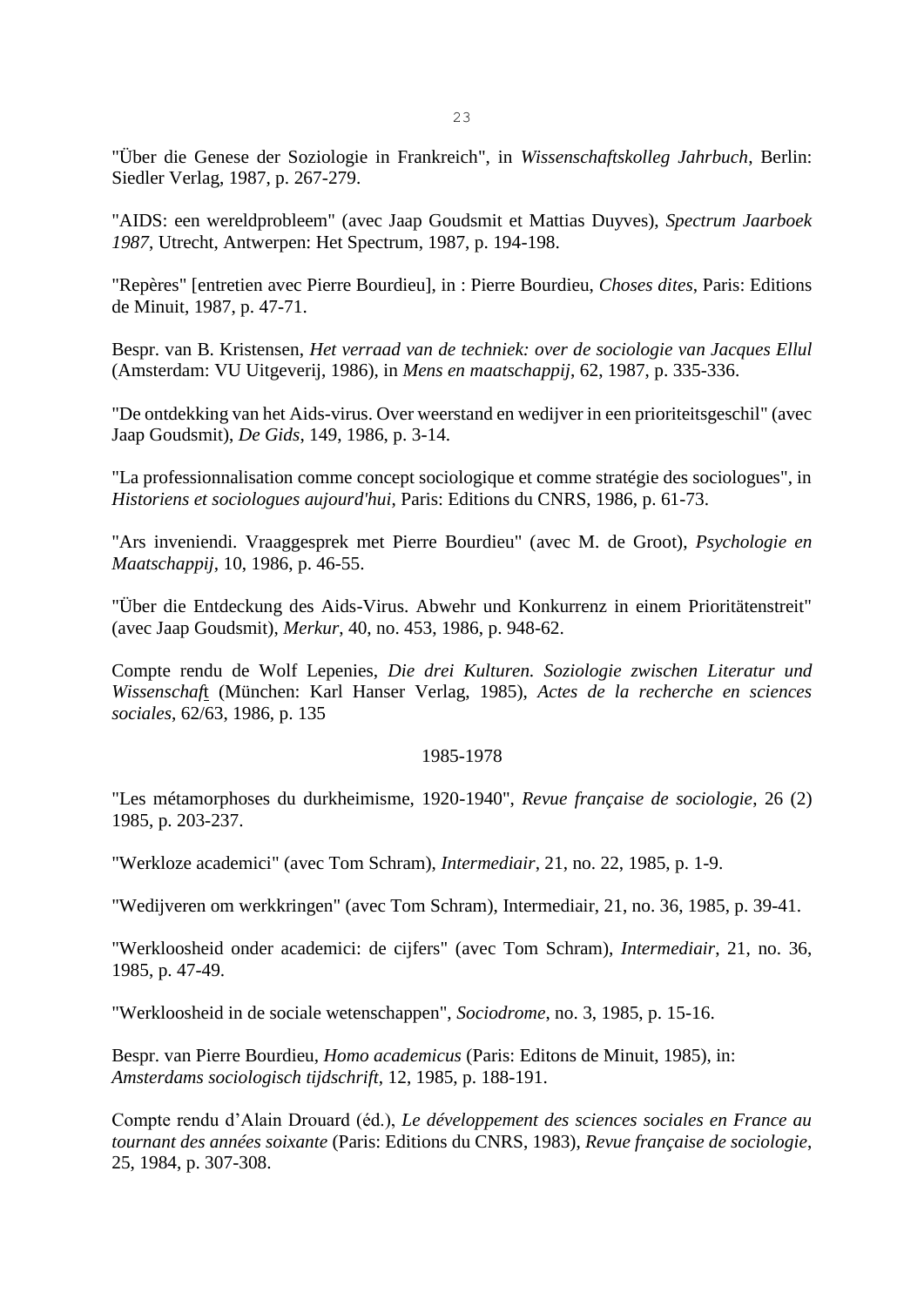"Über die Genese der Soziologie in Frankreich", in *Wissenschaftskolleg Jahrbuch*, Berlin: Siedler Verlag, 1987, p. 267-279.

"AIDS: een wereldprobleem" (avec Jaap Goudsmit et Mattias Duyves), *Spectrum Jaarboek 1987*, Utrecht, Antwerpen: Het Spectrum, 1987, p. 194-198.

"Repères" [entretien avec Pierre Bourdieu], in : Pierre Bourdieu, *Choses dites*, Paris: Editions de Minuit, 1987, p. 47-71.

Bespr. van B. Kristensen, *Het verraad van de techniek: over de sociologie van Jacques Ellul* (Amsterdam: VU Uitgeverij, 1986), in *Mens en maatschappij*, 62, 1987, p. 335-336.

"De ontdekking van het Aids-virus. Over weerstand en wedijver in een prioriteitsgeschil" (avec Jaap Goudsmit), *De Gids*, 149, 1986, p. 3-14.

"La professionnalisation comme concept sociologique et comme stratégie des sociologues", in *Historiens et sociologues aujourd'hui*, Paris: Editions du CNRS, 1986, p. 61-73.

"Ars inveniendi. Vraaggesprek met Pierre Bourdieu" (avec M. de Groot), *Psychologie en Maatschappij*, 10, 1986, p. 46-55.

"Über die Entdeckung des Aids-Virus. Abwehr und Konkurrenz in einem Prioritätenstreit" (avec Jaap Goudsmit), *Merkur*, 40, no. 453, 1986, p. 948-62.

Compte rendu de Wolf Lepenies, *Die drei Kulturen. Soziologie zwischen Literatur und Wissenschaft* (München: Karl Hanser Verlag, 1985), *Actes de la recherche en sciences sociales*, 62/63, 1986, p. 135

## 1985-1978

"Les métamorphoses du durkheimisme, 1920-1940", *Revue française de sociologie*, 26 (2) 1985, p. 203-237.

"Werkloze academici" (avec Tom Schram), *Intermediair*, 21, no. 22, 1985, p. 1-9.

"Wedijveren om werkkringen" (avec Tom Schram), Intermediair, 21, no. 36, 1985, p. 39-41.

"Werkloosheid onder academici: de cijfers" (avec Tom Schram), *Intermediair*, 21, no. 36, 1985, p. 47-49.

"Werkloosheid in de sociale wetenschappen", *Sociodrome*, no. 3, 1985, p. 15-16.

Bespr. van Pierre Bourdieu, *Homo academicus* (Paris: Editons de Minuit, 1985), in: *Amsterdams sociologisch tijdschrift*, 12, 1985, p. 188-191.

Compte rendu d'Alain Drouard (éd.), *Le développement des sciences sociales en France au tournant des années soixante* (Paris: Editions du CNRS, 1983), *Revue française de sociologie*, 25, 1984, p. 307-308.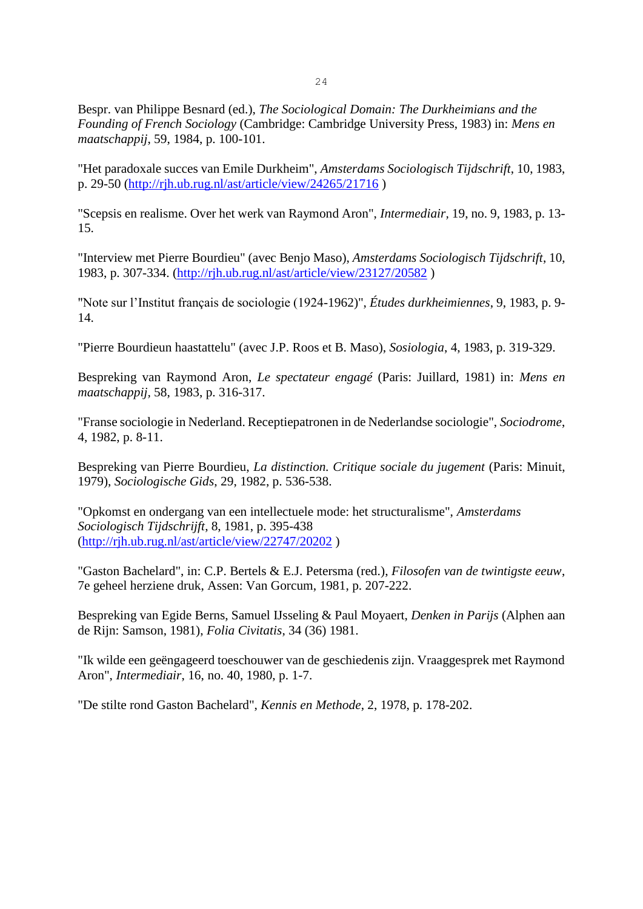Bespr. van Philippe Besnard (ed.), *The Sociological Domain: The Durkheimians and the Founding of French Sociology* (Cambridge: Cambridge University Press, 1983) in: *Mens en maatschappij*, 59, 1984, p. 100-101.

"Het paradoxale succes van Emile Durkheim", *Amsterdams Sociologisch Tijdschrift*, 10, 1983, p. 29-50 (http://rjh.ub.rug.nl/ast/article/view/24265/21716 )

"Scepsis en realisme. Over het werk van Raymond Aron", *Intermediair*, 19, no. 9, 1983, p. 13-15.

"Interview met Pierre Bourdieu" (avec Benjo Maso), *Amsterdams Sociologisch Tijdschrift*, 10, 1983, p. 307-334. (http://rjh.ub.rug.nl/ast/article/view/23127/20582 )

"Note sur l'Institut français de sociologie (1924-1962)", *Études durkheimiennes*, 9, 1983, p. 9-14.

"Pierre Bourdieun haastattelu" (avec J.P. Roos et B. Maso), *Sosiologia*, 4, 1983, p. 319-329.

Bespreking van Raymond Aron, *Le spectateur engagé* (Paris: Juillard, 1981) in: *Mens en maatschappij*, 58, 1983, p. 316-317.

"Franse sociologie in Nederland. Receptiepatronen in de Nederlandse sociologie", *Sociodrome*, 4, 1982, p. 8-11.

Bespreking van Pierre Bourdieu, *La distinction. Critique sociale du jugement* (Paris: Minuit, 1979), *Sociologische Gids*, 29, 1982, p. 536-538.

"Opkomst en ondergang van een intellectuele mode: het structuralisme", *Amsterdams Sociologisch Tijdschrift*, 8, 1981, p. 395-438 (http://rjh.ub.rug.nl/ast/article/view/22747/20202 )

"Gaston Bachelard", in: C.P. Bertels & E.J. Petersma (red.), *Filosofen van de twintigste eeuw*, 7e geheel herziene druk, Assen: Van Gorcum, 1981, p. 207-222.

Bespreking van Egide Berns, Samuel IJsseling & Paul Moyaert, *Denken in Parijs* (Alphen aan de Rijn: Samson, 1981), *Folia Civitatis*, 34 (36) 1981.

"Ik wilde een geëngageerd toeschouwer van de geschiedenis zijn. Vraaggesprek met Raymond Aron", *Intermediair*, 16, no. 40, 1980, p. 1-7.

"De stilte rond Gaston Bachelard", *Kennis en Methode*, 2, 1978, p. 178-202.